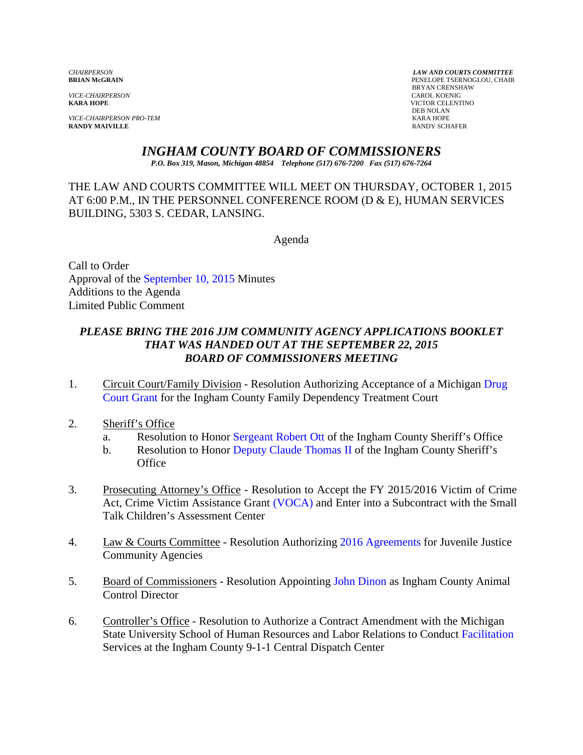*CHAIRPERSON*
**BRIAN McGRAIN**

*VICE-CHAIRPERSON*
**KARA HOPE**

*VICE-CHAIRPERSON PRO-TEM*
**RANDY MAIVILLE**

***LAW AND COURTS COMMITTEE***
PENELOPE TSERNOGLOU, CHAIR
BRYAN CRENSHAW
CAROL KOENIG
VICTOR CELENTINO
DEB NOLAN
KARA HOPE
RANDY SCHAFER

# *INGHAM COUNTY BOARD OF COMMISSIONERS*

***P.O. Box 319, Mason, Michigan 48854 Telephone (517) 676-7200 Fax (517) 676-7264***

THE LAW AND COURTS COMMITTEE WILL MEET ON THURSDAY, OCTOBER 1, 2015 AT 6:00 P.M., IN THE PERSONNEL CONFERENCE ROOM (D & E), HUMAN SERVICES BUILDING, 5303 S. CEDAR, LANSING.

Agenda

Call to Order
Approval of the September 10, 2015 Minutes
Additions to the Agenda
Limited Public Comment

***PLEASE BRING THE 2016 JJM COMMUNITY AGENCY APPLICATIONS BOOKLET THAT WAS HANDED OUT AT THE SEPTEMBER 22, 2015 BOARD OF COMMISSIONERS MEETING***

1. Circuit Court/Family Division - Resolution Authorizing Acceptance of a Michigan Drug Court Grant for the Ingham County Family Dependency Treatment Court

2. Sheriff's Office
   a. Resolution to Honor Sergeant Robert Ott of the Ingham County Sheriff's Office
   b. Resolution to Honor Deputy Claude Thomas II of the Ingham County Sheriff's Office

3. Prosecuting Attorney's Office - Resolution to Accept the FY 2015/2016 Victim of Crime Act, Crime Victim Assistance Grant (VOCA) and Enter into a Subcontract with the Small Talk Children's Assessment Center

4. Law & Courts Committee - Resolution Authorizing 2016 Agreements for Juvenile Justice Community Agencies

5. Board of Commissioners - Resolution Appointing John Dinon as Ingham County Animal Control Director

6. Controller's Office - Resolution to Authorize a Contract Amendment with the Michigan State University School of Human Resources and Labor Relations to Conduct Facilitation Services at the Ingham County 9-1-1 Central Dispatch Center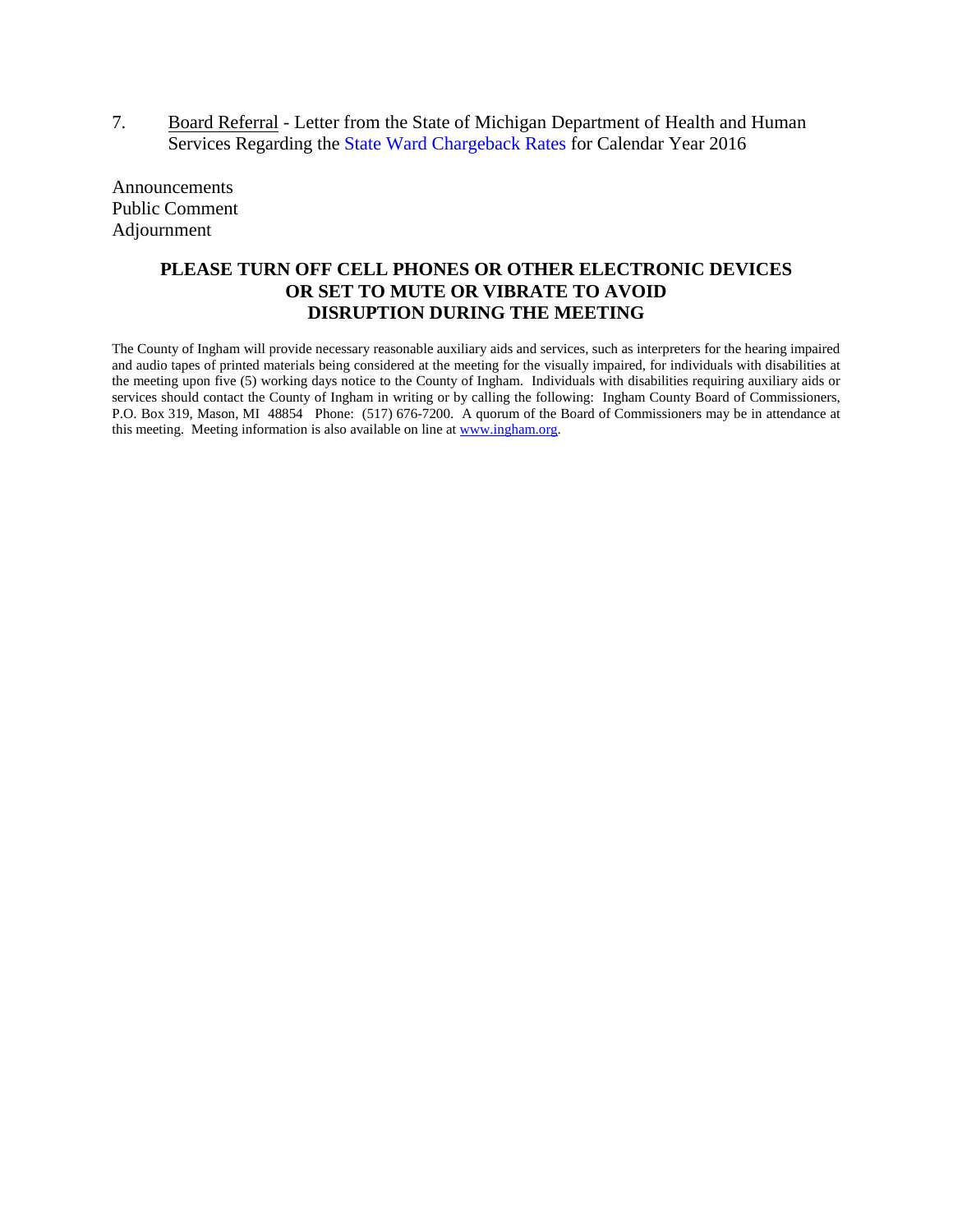7. Board Referral - Letter from the State of Michigan Department of Health and Human Services Regarding the State Ward Chargeback Rates for Calendar Year 2016

Announcements
Public Comment
Adjournment

**PLEASE TURN OFF CELL PHONES OR OTHER ELECTRONIC DEVICES OR SET TO MUTE OR VIBRATE TO AVOID DISRUPTION DURING THE MEETING**

The County of Ingham will provide necessary reasonable auxiliary aids and services, such as interpreters for the hearing impaired and audio tapes of printed materials being considered at the meeting for the visually impaired, for individuals with disabilities at the meeting upon five (5) working days notice to the County of Ingham. Individuals with disabilities requiring auxiliary aids or services should contact the County of Ingham in writing or by calling the following: Ingham County Board of Commissioners, P.O. Box 319, Mason, MI 48854 Phone: (517) 676-7200. A quorum of the Board of Commissioners may be in attendance at this meeting. Meeting information is also available on line at www.ingham.org.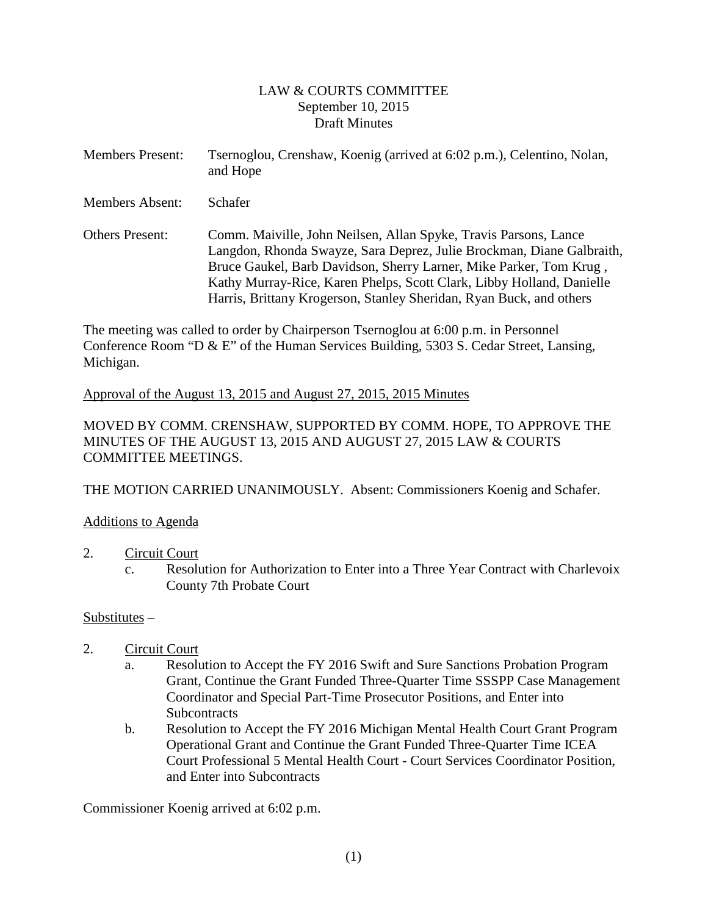LAW & COURTS COMMITTEE
September 10, 2015
Draft Minutes

Members Present: Tsernoglou, Crenshaw, Koenig (arrived at 6:02 p.m.), Celentino, Nolan, and Hope

Members Absent: Schafer

Others Present: Comm. Maiville, John Neilsen, Allan Spyke, Travis Parsons, Lance Langdon, Rhonda Swayze, Sara Deprez, Julie Brockman, Diane Galbraith, Bruce Gaukel, Barb Davidson, Sherry Larner, Mike Parker, Tom Krug , Kathy Murray-Rice, Karen Phelps, Scott Clark, Libby Holland, Danielle Harris, Brittany Krogerson, Stanley Sheridan, Ryan Buck, and others

The meeting was called to order by Chairperson Tsernoglou at 6:00 p.m. in Personnel Conference Room "D & E" of the Human Services Building, 5303 S. Cedar Street, Lansing, Michigan.

Approval of the August 13, 2015 and August 27, 2015, 2015 Minutes

MOVED BY COMM. CRENSHAW, SUPPORTED BY COMM. HOPE, TO APPROVE THE MINUTES OF THE AUGUST 13, 2015 AND AUGUST 27, 2015 LAW & COURTS COMMITTEE MEETINGS.

THE MOTION CARRIED UNANIMOUSLY. Absent: Commissioners Koenig and Schafer.

Additions to Agenda

2. Circuit Court
   c. Resolution for Authorization to Enter into a Three Year Contract with Charlevoix County 7th Probate Court

Substitutes –

2. Circuit Court
   a. Resolution to Accept the FY 2016 Swift and Sure Sanctions Probation Program Grant, Continue the Grant Funded Three-Quarter Time SSSPP Case Management Coordinator and Special Part-Time Prosecutor Positions, and Enter into Subcontracts
   b. Resolution to Accept the FY 2016 Michigan Mental Health Court Grant Program Operational Grant and Continue the Grant Funded Three-Quarter Time ICEA Court Professional 5 Mental Health Court - Court Services Coordinator Position, and Enter into Subcontracts

Commissioner Koenig arrived at 6:02 p.m.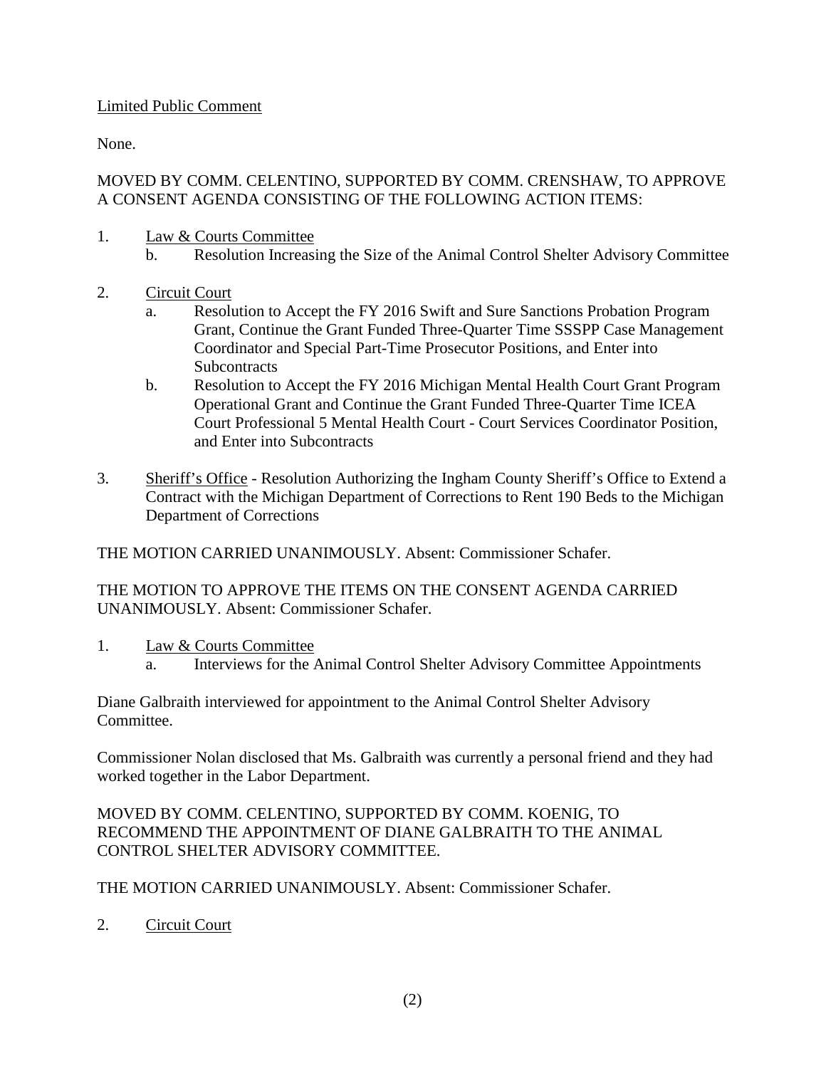<u>Limited Public Comment</u>

None.

MOVED BY COMM. CELENTINO, SUPPORTED BY COMM. CRENSHAW, TO APPROVE A CONSENT AGENDA CONSISTING OF THE FOLLOWING ACTION ITEMS:

1. <u>Law & Courts Committee</u>
   b. Resolution Increasing the Size of the Animal Control Shelter Advisory Committee

2. <u>Circuit Court</u>
   a. Resolution to Accept the FY 2016 Swift and Sure Sanctions Probation Program Grant, Continue the Grant Funded Three-Quarter Time SSSPP Case Management Coordinator and Special Part-Time Prosecutor Positions, and Enter into Subcontracts
   b. Resolution to Accept the FY 2016 Michigan Mental Health Court Grant Program Operational Grant and Continue the Grant Funded Three-Quarter Time ICEA Court Professional 5 Mental Health Court - Court Services Coordinator Position, and Enter into Subcontracts

3. <u>Sheriff's Office</u> - Resolution Authorizing the Ingham County Sheriff's Office to Extend a Contract with the Michigan Department of Corrections to Rent 190 Beds to the Michigan Department of Corrections

THE MOTION CARRIED UNANIMOUSLY. Absent: Commissioner Schafer.

THE MOTION TO APPROVE THE ITEMS ON THE CONSENT AGENDA CARRIED UNANIMOUSLY. Absent: Commissioner Schafer.

1. <u>Law & Courts Committee</u>
   a. Interviews for the Animal Control Shelter Advisory Committee Appointments

Diane Galbraith interviewed for appointment to the Animal Control Shelter Advisory Committee.

Commissioner Nolan disclosed that Ms. Galbraith was currently a personal friend and they had worked together in the Labor Department.

MOVED BY COMM. CELENTINO, SUPPORTED BY COMM. KOENIG, TO RECOMMEND THE APPOINTMENT OF DIANE GALBRAITH TO THE ANIMAL CONTROL SHELTER ADVISORY COMMITTEE.

THE MOTION CARRIED UNANIMOUSLY. Absent: Commissioner Schafer.

2. <u>Circuit Court</u>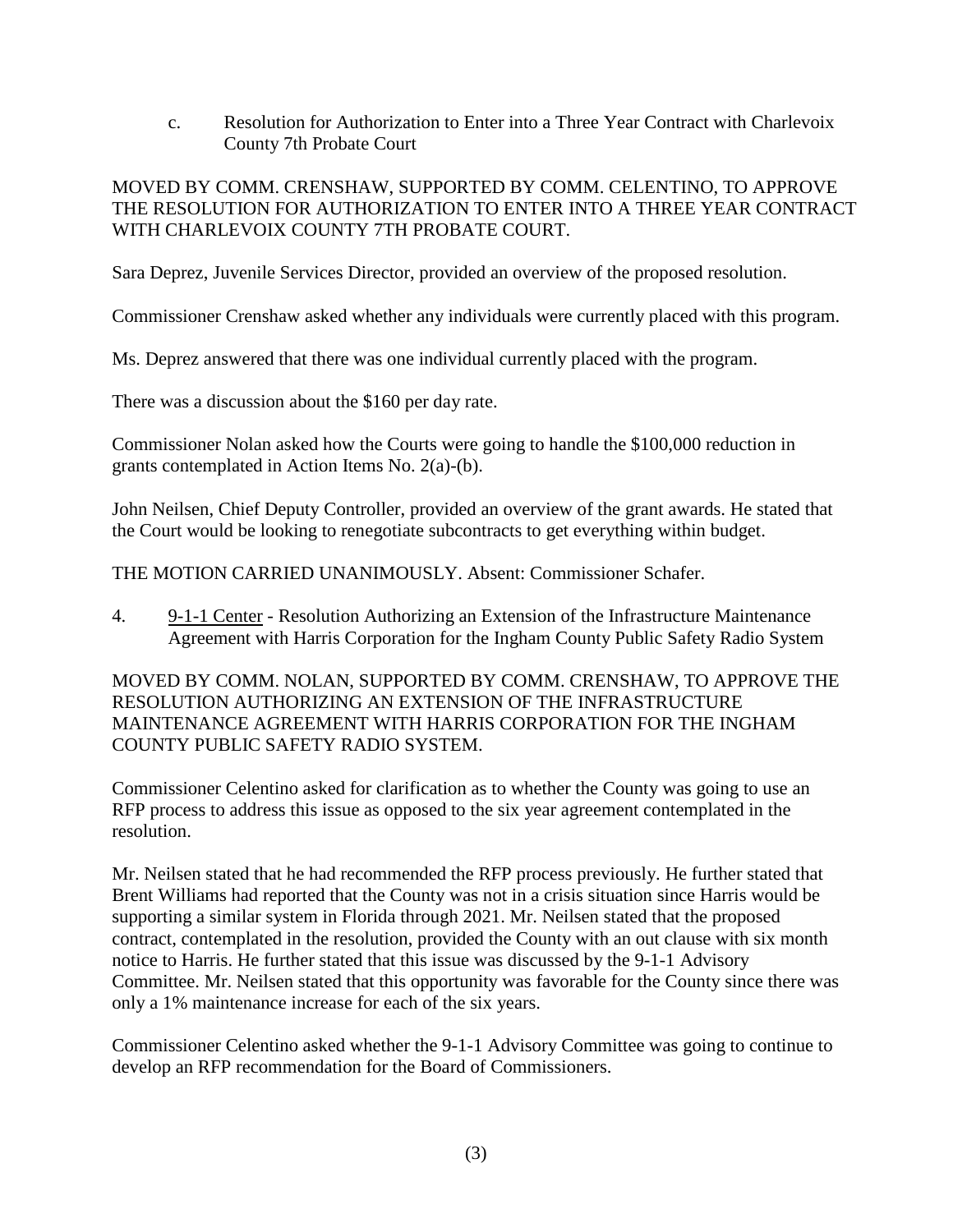c. Resolution for Authorization to Enter into a Three Year Contract with Charlevoix County 7th Probate Court

MOVED BY COMM. CRENSHAW, SUPPORTED BY COMM. CELENTINO, TO APPROVE THE RESOLUTION FOR AUTHORIZATION TO ENTER INTO A THREE YEAR CONTRACT WITH CHARLEVOIX COUNTY 7TH PROBATE COURT.

Sara Deprez, Juvenile Services Director, provided an overview of the proposed resolution.

Commissioner Crenshaw asked whether any individuals were currently placed with this program.

Ms. Deprez answered that there was one individual currently placed with the program.

There was a discussion about the $160 per day rate.

Commissioner Nolan asked how the Courts were going to handle the $100,000 reduction in grants contemplated in Action Items No. 2(a)-(b).

John Neilsen, Chief Deputy Controller, provided an overview of the grant awards. He stated that the Court would be looking to renegotiate subcontracts to get everything within budget.

THE MOTION CARRIED UNANIMOUSLY. Absent: Commissioner Schafer.

4. <u>9-1-1 Center</u> - Resolution Authorizing an Extension of the Infrastructure Maintenance Agreement with Harris Corporation for the Ingham County Public Safety Radio System

MOVED BY COMM. NOLAN, SUPPORTED BY COMM. CRENSHAW, TO APPROVE THE RESOLUTION AUTHORIZING AN EXTENSION OF THE INFRASTRUCTURE MAINTENANCE AGREEMENT WITH HARRIS CORPORATION FOR THE INGHAM COUNTY PUBLIC SAFETY RADIO SYSTEM.

Commissioner Celentino asked for clarification as to whether the County was going to use an RFP process to address this issue as opposed to the six year agreement contemplated in the resolution.

Mr. Neilsen stated that he had recommended the RFP process previously. He further stated that Brent Williams had reported that the County was not in a crisis situation since Harris would be supporting a similar system in Florida through 2021. Mr. Neilsen stated that the proposed contract, contemplated in the resolution, provided the County with an out clause with six month notice to Harris. He further stated that this issue was discussed by the 9-1-1 Advisory Committee. Mr. Neilsen stated that this opportunity was favorable for the County since there was only a 1% maintenance increase for each of the six years.

Commissioner Celentino asked whether the 9-1-1 Advisory Committee was going to continue to develop an RFP recommendation for the Board of Commissioners.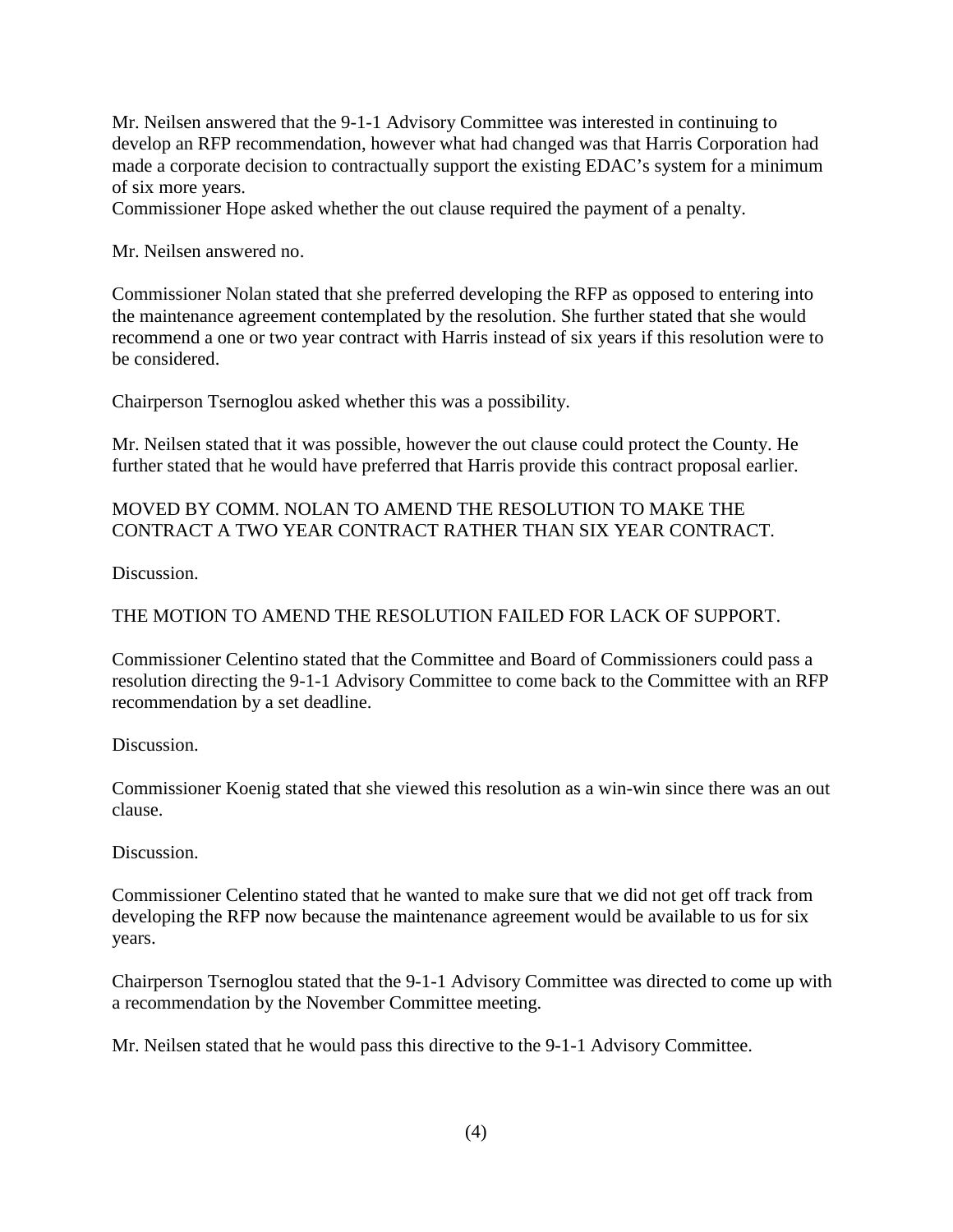Mr. Neilsen answered that the 9-1-1 Advisory Committee was interested in continuing to develop an RFP recommendation, however what had changed was that Harris Corporation had made a corporate decision to contractually support the existing EDAC's system for a minimum of six more years.
Commissioner Hope asked whether the out clause required the payment of a penalty.

Mr. Neilsen answered no.

Commissioner Nolan stated that she preferred developing the RFP as opposed to entering into the maintenance agreement contemplated by the resolution. She further stated that she would recommend a one or two year contract with Harris instead of six years if this resolution were to be considered.

Chairperson Tsernoglou asked whether this was a possibility.

Mr. Neilsen stated that it was possible, however the out clause could protect the County. He further stated that he would have preferred that Harris provide this contract proposal earlier.

MOVED BY COMM. NOLAN TO AMEND THE RESOLUTION TO MAKE THE CONTRACT A TWO YEAR CONTRACT RATHER THAN SIX YEAR CONTRACT.

Discussion.

THE MOTION TO AMEND THE RESOLUTION FAILED FOR LACK OF SUPPORT.

Commissioner Celentino stated that the Committee and Board of Commissioners could pass a resolution directing the 9-1-1 Advisory Committee to come back to the Committee with an RFP recommendation by a set deadline.

Discussion.

Commissioner Koenig stated that she viewed this resolution as a win-win since there was an out clause.

Discussion.

Commissioner Celentino stated that he wanted to make sure that we did not get off track from developing the RFP now because the maintenance agreement would be available to us for six years.

Chairperson Tsernoglou stated that the 9-1-1 Advisory Committee was directed to come up with a recommendation by the November Committee meeting.

Mr. Neilsen stated that he would pass this directive to the 9-1-1 Advisory Committee.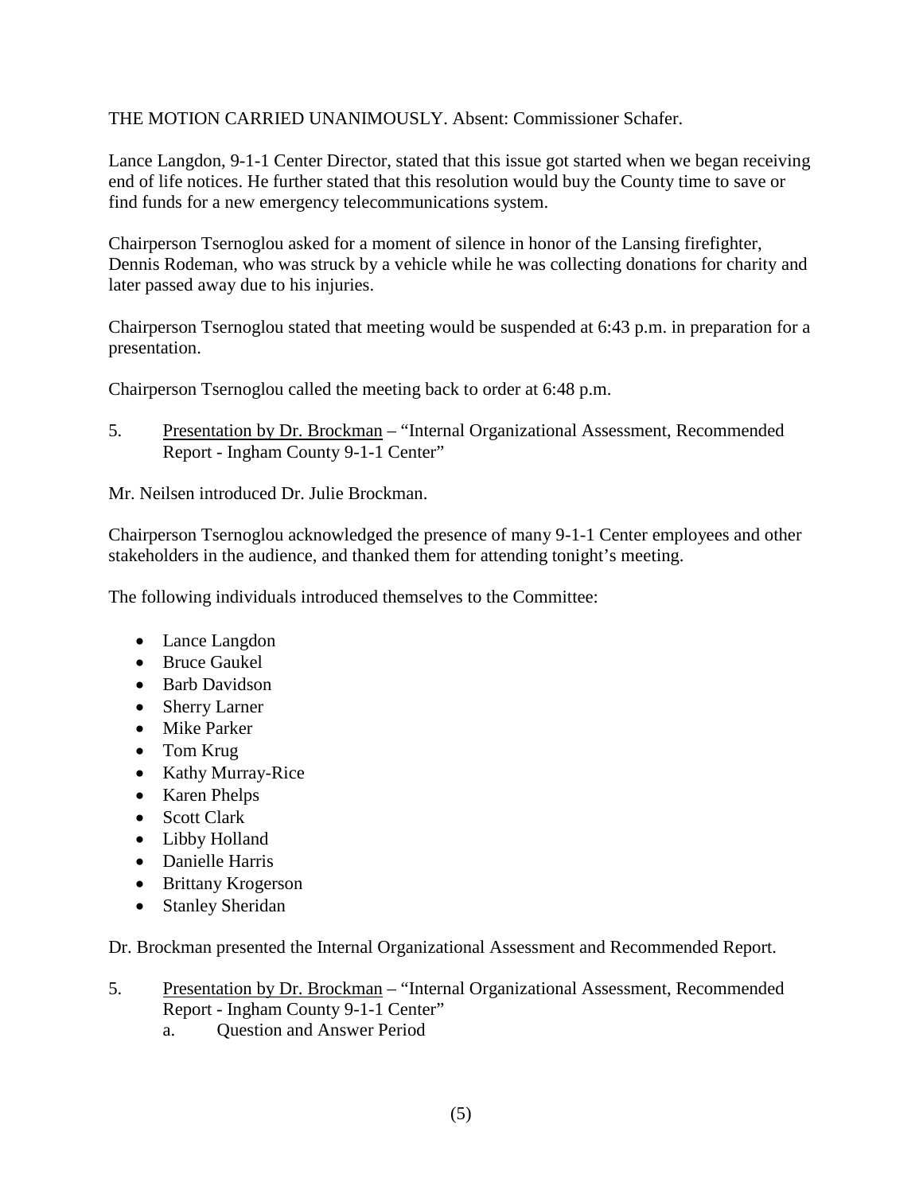THE MOTION CARRIED UNANIMOUSLY. Absent: Commissioner Schafer.

Lance Langdon, 9-1-1 Center Director, stated that this issue got started when we began receiving end of life notices. He further stated that this resolution would buy the County time to save or find funds for a new emergency telecommunications system.

Chairperson Tsernoglou asked for a moment of silence in honor of the Lansing firefighter, Dennis Rodeman, who was struck by a vehicle while he was collecting donations for charity and later passed away due to his injuries.

Chairperson Tsernoglou stated that meeting would be suspended at 6:43 p.m. in preparation for a presentation.

Chairperson Tsernoglou called the meeting back to order at 6:48 p.m.

5. Presentation by Dr. Brockman – "Internal Organizational Assessment, Recommended Report - Ingham County 9-1-1 Center"

Mr. Neilsen introduced Dr. Julie Brockman.

Chairperson Tsernoglou acknowledged the presence of many 9-1-1 Center employees and other stakeholders in the audience, and thanked them for attending tonight's meeting.

The following individuals introduced themselves to the Committee:

- Lance Langdon
- Bruce Gaukel
- Barb Davidson
- Sherry Larner
- Mike Parker
- Tom Krug
- Kathy Murray-Rice
- Karen Phelps
- Scott Clark
- Libby Holland
- Danielle Harris
- Brittany Krogerson
- Stanley Sheridan

Dr. Brockman presented the Internal Organizational Assessment and Recommended Report.

5. Presentation by Dr. Brockman – "Internal Organizational Assessment, Recommended Report - Ingham County 9-1-1 Center"
    a. Question and Answer Period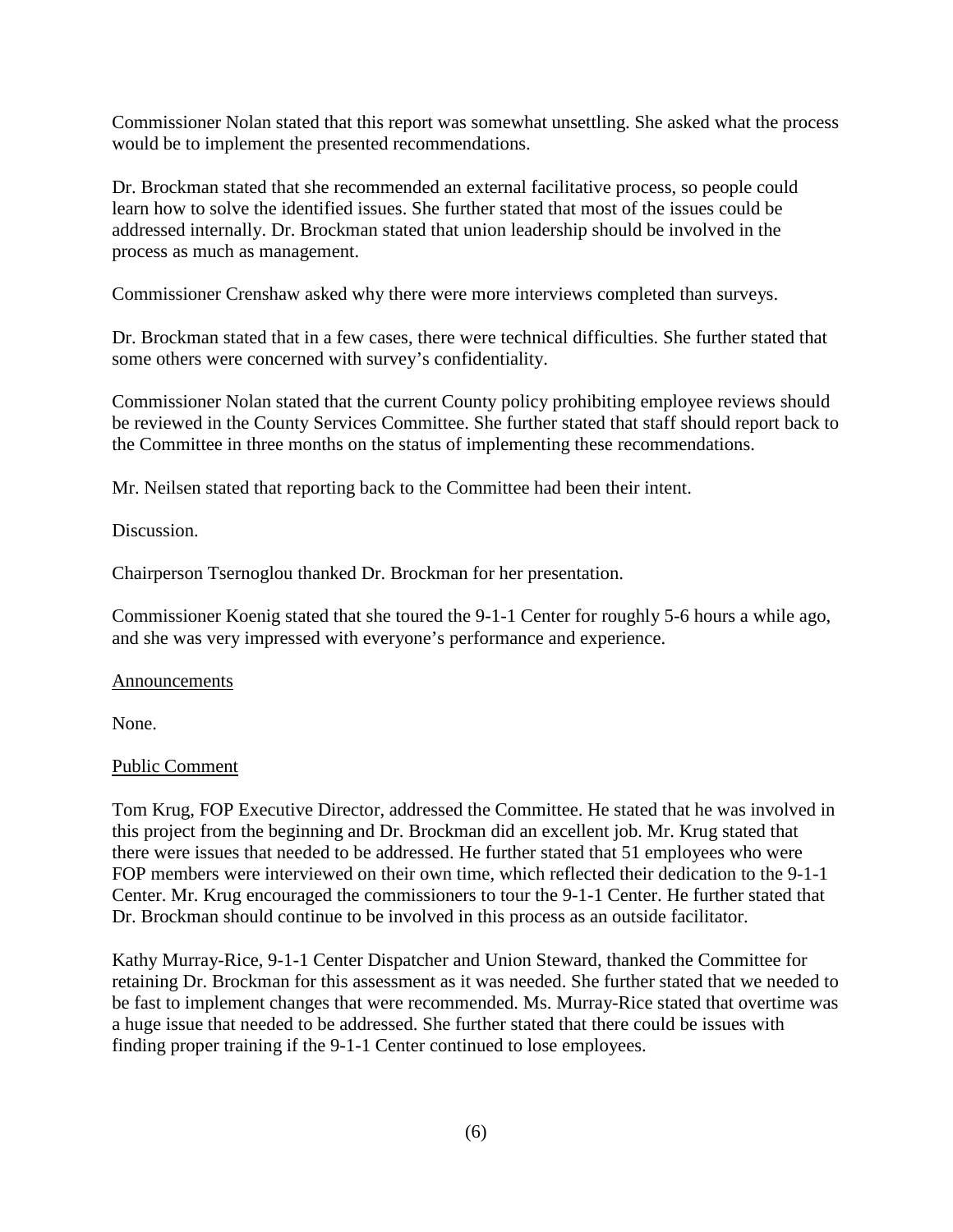Commissioner Nolan stated that this report was somewhat unsettling. She asked what the process would be to implement the presented recommendations.

Dr. Brockman stated that she recommended an external facilitative process, so people could learn how to solve the identified issues. She further stated that most of the issues could be addressed internally. Dr. Brockman stated that union leadership should be involved in the process as much as management.

Commissioner Crenshaw asked why there were more interviews completed than surveys.

Dr. Brockman stated that in a few cases, there were technical difficulties. She further stated that some others were concerned with survey's confidentiality.

Commissioner Nolan stated that the current County policy prohibiting employee reviews should be reviewed in the County Services Committee. She further stated that staff should report back to the Committee in three months on the status of implementing these recommendations.

Mr. Neilsen stated that reporting back to the Committee had been their intent.

Discussion.

Chairperson Tsernoglou thanked Dr. Brockman for her presentation.

Commissioner Koenig stated that she toured the 9-1-1 Center for roughly 5-6 hours a while ago, and she was very impressed with everyone's performance and experience.

Announcements

None.

Public Comment

Tom Krug, FOP Executive Director, addressed the Committee. He stated that he was involved in this project from the beginning and Dr. Brockman did an excellent job. Mr. Krug stated that there were issues that needed to be addressed. He further stated that 51 employees who were FOP members were interviewed on their own time, which reflected their dedication to the 9-1-1 Center. Mr. Krug encouraged the commissioners to tour the 9-1-1 Center. He further stated that Dr. Brockman should continue to be involved in this process as an outside facilitator.

Kathy Murray-Rice, 9-1-1 Center Dispatcher and Union Steward, thanked the Committee for retaining Dr. Brockman for this assessment as it was needed. She further stated that we needed to be fast to implement changes that were recommended. Ms. Murray-Rice stated that overtime was a huge issue that needed to be addressed. She further stated that there could be issues with finding proper training if the 9-1-1 Center continued to lose employees.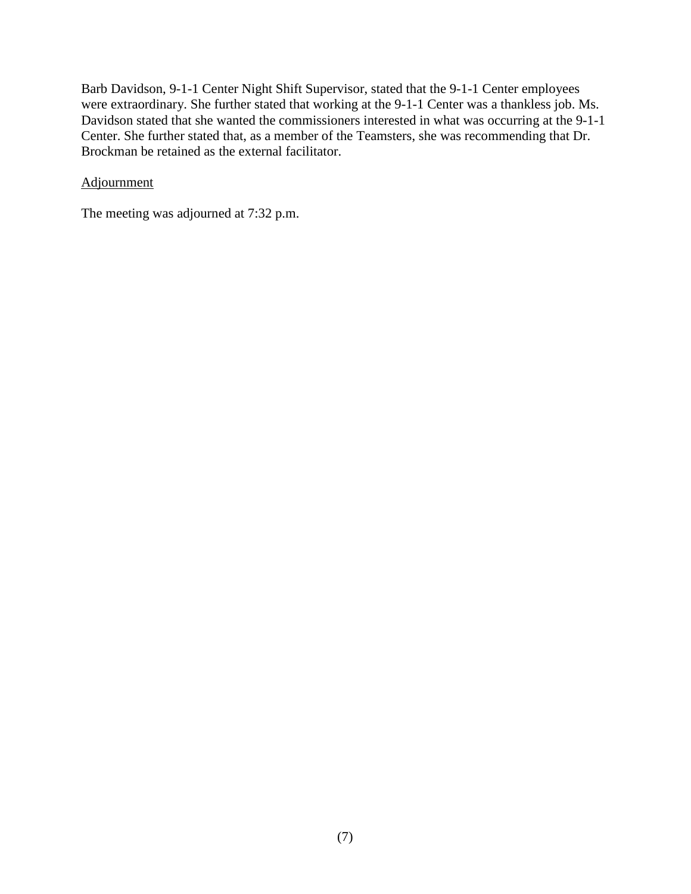Barb Davidson, 9-1-1 Center Night Shift Supervisor, stated that the 9-1-1 Center employees were extraordinary. She further stated that working at the 9-1-1 Center was a thankless job. Ms. Davidson stated that she wanted the commissioners interested in what was occurring at the 9-1-1 Center. She further stated that, as a member of the Teamsters, she was recommending that Dr. Brockman be retained as the external facilitator.

<u>Adjournment</u>

The meeting was adjourned at 7:32 p.m.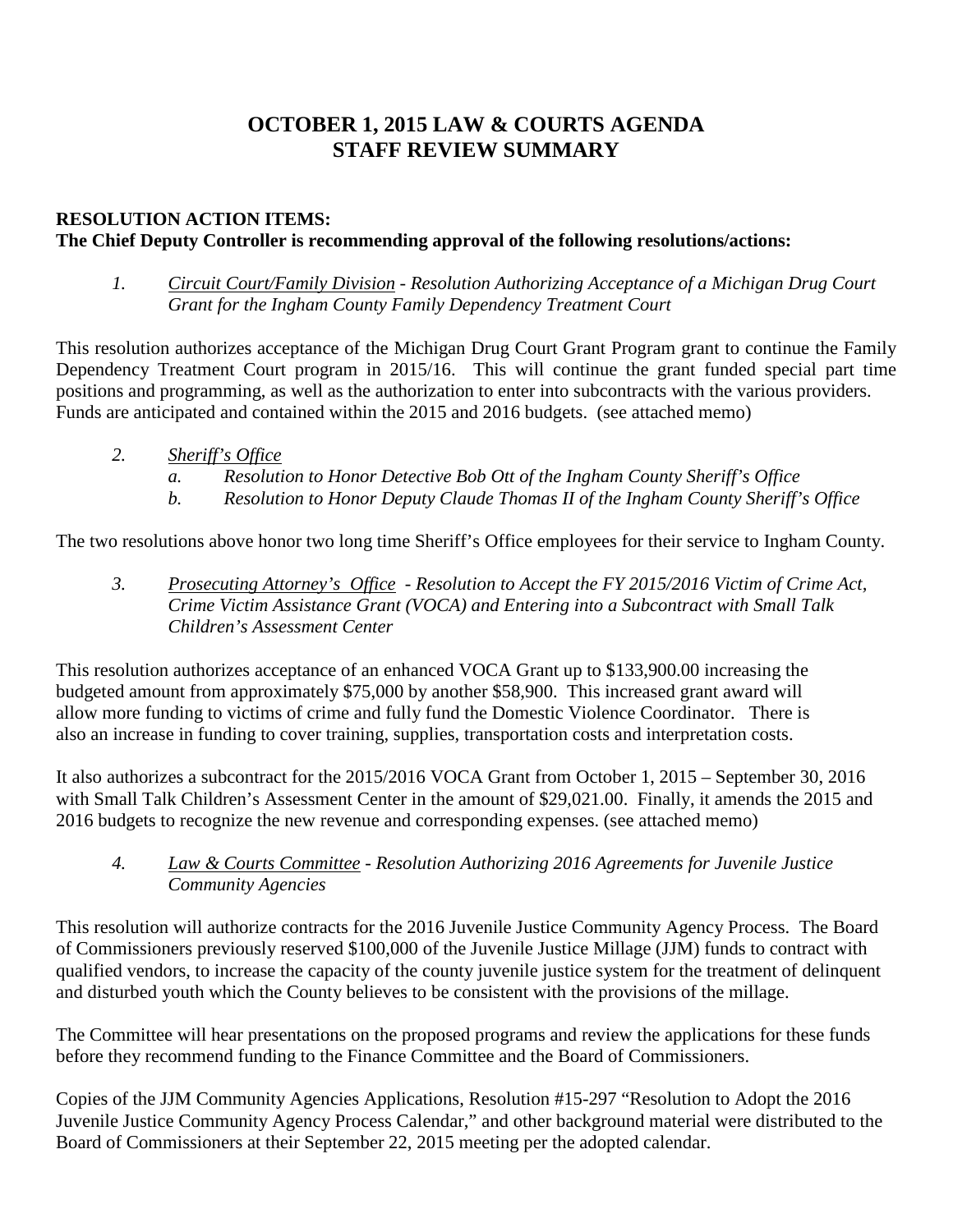# OCTOBER 1, 2015 LAW & COURTS AGENDA
# STAFF REVIEW SUMMARY

**RESOLUTION ACTION ITEMS:**
**The Chief Deputy Controller is recommending approval of the following resolutions/actions:**

1. *Circuit Court/Family Division - Resolution Authorizing Acceptance of a Michigan Drug Court Grant for the Ingham County Family Dependency Treatment Court*

This resolution authorizes acceptance of the Michigan Drug Court Grant Program grant to continue the Family Dependency Treatment Court program in 2015/16. This will continue the grant funded special part time positions and programming, as well as the authorization to enter into subcontracts with the various providers. Funds are anticipated and contained within the 2015 and 2016 budgets. (see attached memo)

2. *Sheriff's Office*
   a. *Resolution to Honor Detective Bob Ott of the Ingham County Sheriff's Office*
   b. *Resolution to Honor Deputy Claude Thomas II of the Ingham County Sheriff's Office*

The two resolutions above honor two long time Sheriff's Office employees for their service to Ingham County.

3. *Prosecuting Attorney's Office - Resolution to Accept the FY 2015/2016 Victim of Crime Act, Crime Victim Assistance Grant (VOCA) and Entering into a Subcontract with Small Talk Children's Assessment Center*

This resolution authorizes acceptance of an enhanced VOCA Grant up to $133,900.00 increasing the budgeted amount from approximately $75,000 by another $58,900. This increased grant award will allow more funding to victims of crime and fully fund the Domestic Violence Coordinator. There is also an increase in funding to cover training, supplies, transportation costs and interpretation costs.

It also authorizes a subcontract for the 2015/2016 VOCA Grant from October 1, 2015 – September 30, 2016 with Small Talk Children's Assessment Center in the amount of $29,021.00. Finally, it amends the 2015 and 2016 budgets to recognize the new revenue and corresponding expenses. (see attached memo)

4. *Law & Courts Committee - Resolution Authorizing 2016 Agreements for Juvenile Justice Community Agencies*

This resolution will authorize contracts for the 2016 Juvenile Justice Community Agency Process. The Board of Commissioners previously reserved $100,000 of the Juvenile Justice Millage (JJM) funds to contract with qualified vendors, to increase the capacity of the county juvenile justice system for the treatment of delinquent and disturbed youth which the County believes to be consistent with the provisions of the millage.

The Committee will hear presentations on the proposed programs and review the applications for these funds before they recommend funding to the Finance Committee and the Board of Commissioners.

Copies of the JJM Community Agencies Applications, Resolution #15-297 "Resolution to Adopt the 2016 Juvenile Justice Community Agency Process Calendar," and other background material were distributed to the Board of Commissioners at their September 22, 2015 meeting per the adopted calendar.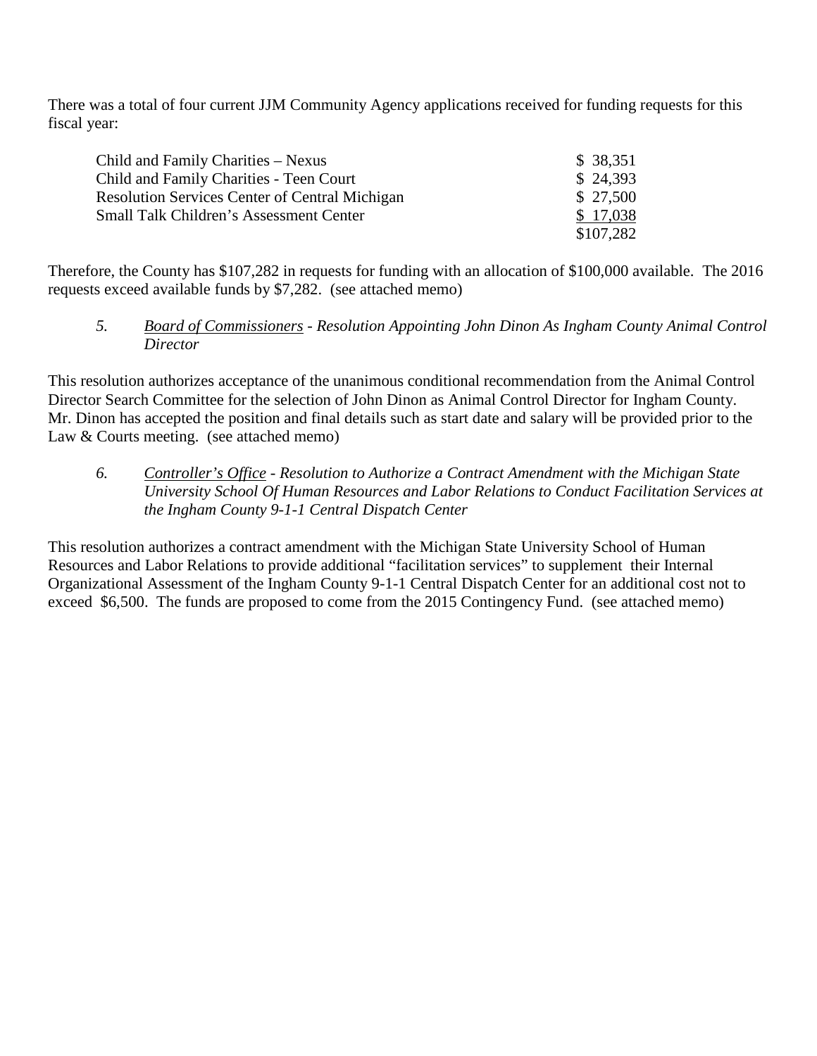There was a total of four current JJM Community Agency applications received for funding requests for this fiscal year:

| | |
|---|---|
| Child and Family Charities – Nexus | $ 38,351 |
| Child and Family Charities - Teen Court | $ 24,393 |
| Resolution Services Center of Central Michigan | $ 27,500 |
| Small Talk Children's Assessment Center | $ 17,038 |
| | $107,282 |

Therefore, the County has $107,282 in requests for funding with an allocation of $100,000 available. The 2016 requests exceed available funds by $7,282. (see attached memo)

5. *Board of Commissioners - Resolution Appointing John Dinon As Ingham County Animal Control Director*

This resolution authorizes acceptance of the unanimous conditional recommendation from the Animal Control Director Search Committee for the selection of John Dinon as Animal Control Director for Ingham County. Mr. Dinon has accepted the position and final details such as start date and salary will be provided prior to the Law & Courts meeting. (see attached memo)

6. *Controller's Office - Resolution to Authorize a Contract Amendment with the Michigan State University School Of Human Resources and Labor Relations to Conduct Facilitation Services at the Ingham County 9-1-1 Central Dispatch Center*

This resolution authorizes a contract amendment with the Michigan State University School of Human Resources and Labor Relations to provide additional "facilitation services" to supplement their Internal Organizational Assessment of the Ingham County 9-1-1 Central Dispatch Center for an additional cost not to exceed $6,500. The funds are proposed to come from the 2015 Contingency Fund. (see attached memo)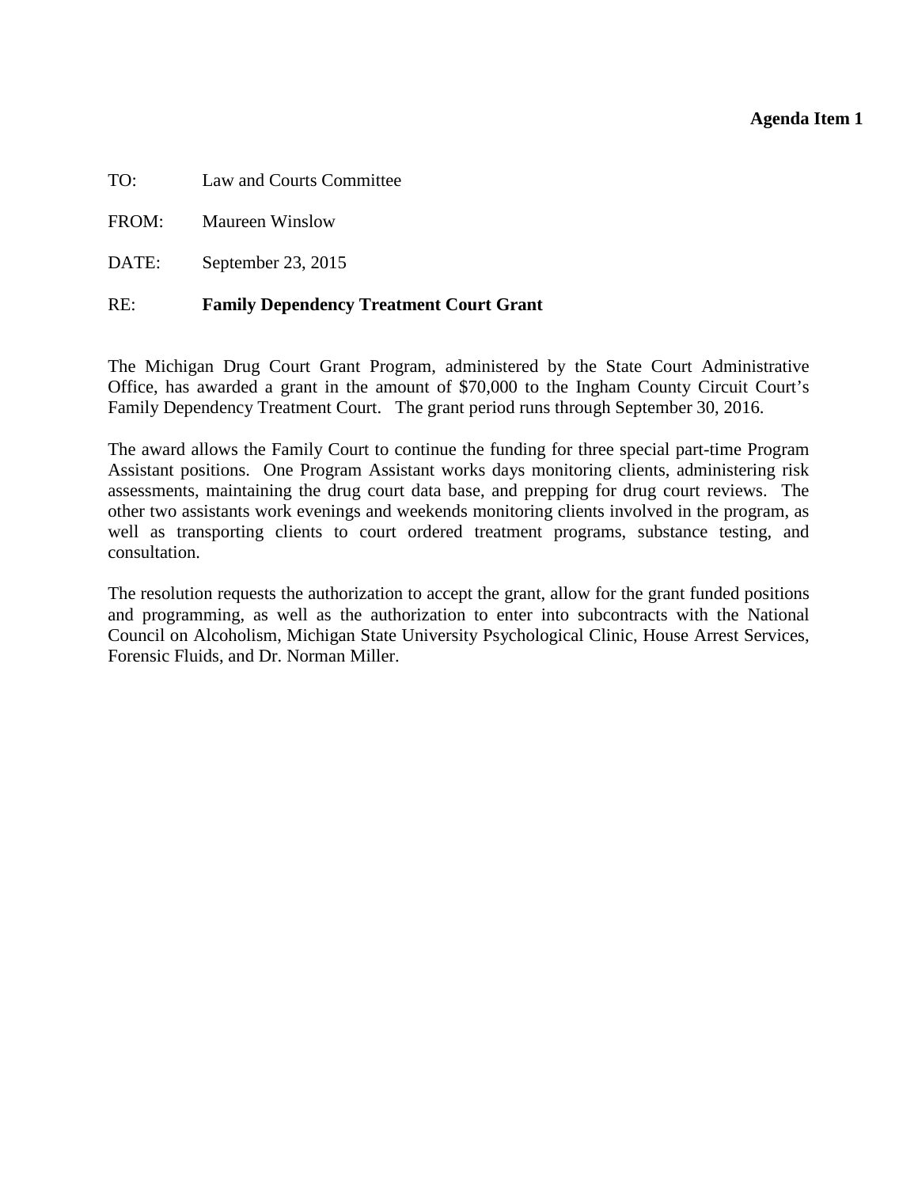**Agenda Item 1**

TO: Law and Courts Committee

FROM: Maureen Winslow

DATE: September 23, 2015

RE: **Family Dependency Treatment Court Grant**

The Michigan Drug Court Grant Program, administered by the State Court Administrative Office, has awarded a grant in the amount of $70,000 to the Ingham County Circuit Court's Family Dependency Treatment Court. The grant period runs through September 30, 2016.

The award allows the Family Court to continue the funding for three special part-time Program Assistant positions. One Program Assistant works days monitoring clients, administering risk assessments, maintaining the drug court data base, and prepping for drug court reviews. The other two assistants work evenings and weekends monitoring clients involved in the program, as well as transporting clients to court ordered treatment programs, substance testing, and consultation.

The resolution requests the authorization to accept the grant, allow for the grant funded positions and programming, as well as the authorization to enter into subcontracts with the National Council on Alcoholism, Michigan State University Psychological Clinic, House Arrest Services, Forensic Fluids, and Dr. Norman Miller.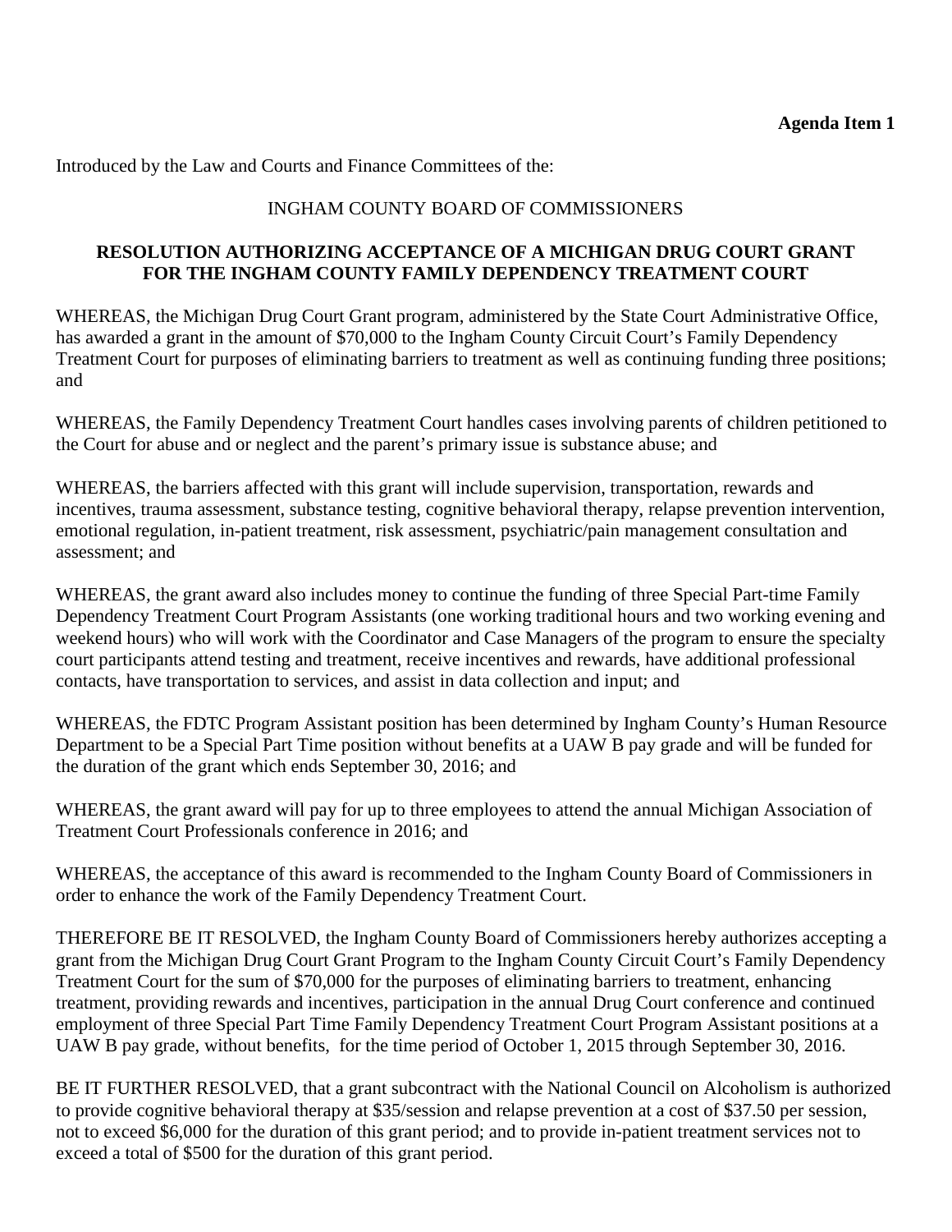**Agenda Item 1**

Introduced by the Law and Courts and Finance Committees of the:

INGHAM COUNTY BOARD OF COMMISSIONERS

**RESOLUTION AUTHORIZING ACCEPTANCE OF A MICHIGAN DRUG COURT GRANT FOR THE INGHAM COUNTY FAMILY DEPENDENCY TREATMENT COURT**

WHEREAS, the Michigan Drug Court Grant program, administered by the State Court Administrative Office, has awarded a grant in the amount of $70,000 to the Ingham County Circuit Court's Family Dependency Treatment Court for purposes of eliminating barriers to treatment as well as continuing funding three positions; and

WHEREAS, the Family Dependency Treatment Court handles cases involving parents of children petitioned to the Court for abuse and or neglect and the parent's primary issue is substance abuse; and

WHEREAS, the barriers affected with this grant will include supervision, transportation, rewards and incentives, trauma assessment, substance testing, cognitive behavioral therapy, relapse prevention intervention, emotional regulation, in-patient treatment, risk assessment, psychiatric/pain management consultation and assessment; and

WHEREAS, the grant award also includes money to continue the funding of three Special Part-time Family Dependency Treatment Court Program Assistants (one working traditional hours and two working evening and weekend hours) who will work with the Coordinator and Case Managers of the program to ensure the specialty court participants attend testing and treatment, receive incentives and rewards, have additional professional contacts, have transportation to services, and assist in data collection and input; and

WHEREAS, the FDTC Program Assistant position has been determined by Ingham County's Human Resource Department to be a Special Part Time position without benefits at a UAW B pay grade and will be funded for the duration of the grant which ends September 30, 2016; and

WHEREAS, the grant award will pay for up to three employees to attend the annual Michigan Association of Treatment Court Professionals conference in 2016; and

WHEREAS, the acceptance of this award is recommended to the Ingham County Board of Commissioners in order to enhance the work of the Family Dependency Treatment Court.

THEREFORE BE IT RESOLVED, the Ingham County Board of Commissioners hereby authorizes accepting a grant from the Michigan Drug Court Grant Program to the Ingham County Circuit Court's Family Dependency Treatment Court for the sum of $70,000 for the purposes of eliminating barriers to treatment, enhancing treatment, providing rewards and incentives, participation in the annual Drug Court conference and continued employment of three Special Part Time Family Dependency Treatment Court Program Assistant positions at a UAW B pay grade, without benefits, for the time period of October 1, 2015 through September 30, 2016.

BE IT FURTHER RESOLVED, that a grant subcontract with the National Council on Alcoholism is authorized to provide cognitive behavioral therapy at $35/session and relapse prevention at a cost of $37.50 per session, not to exceed $6,000 for the duration of this grant period; and to provide in-patient treatment services not to exceed a total of $500 for the duration of this grant period.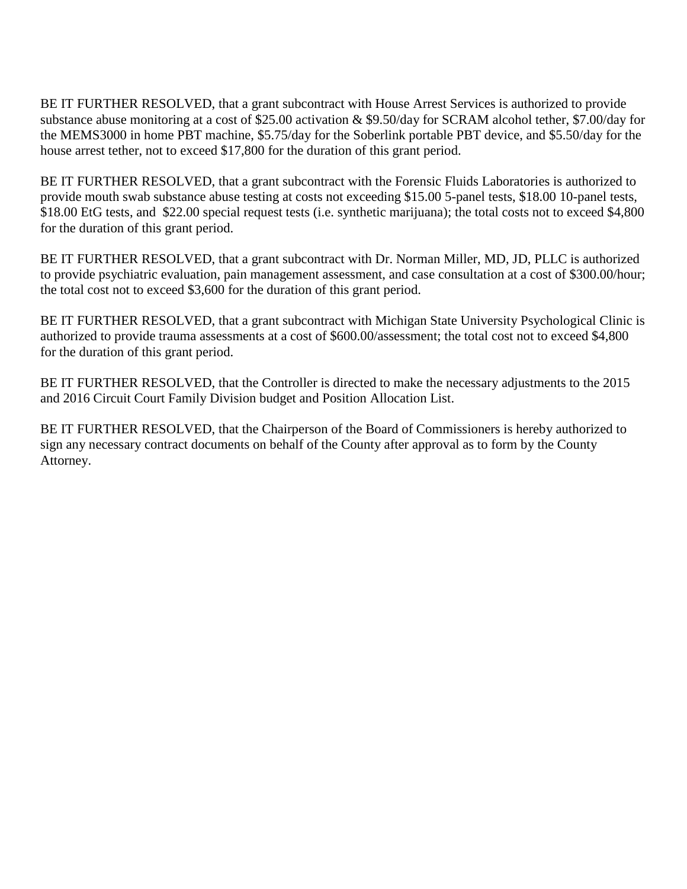BE IT FURTHER RESOLVED, that a grant subcontract with House Arrest Services is authorized to provide substance abuse monitoring at a cost of $25.00 activation & $9.50/day for SCRAM alcohol tether, $7.00/day for the MEMS3000 in home PBT machine, $5.75/day for the Soberlink portable PBT device, and $5.50/day for the house arrest tether, not to exceed $17,800 for the duration of this grant period.

BE IT FURTHER RESOLVED, that a grant subcontract with the Forensic Fluids Laboratories is authorized to provide mouth swab substance abuse testing at costs not exceeding $15.00 5-panel tests, $18.00 10-panel tests, $18.00 EtG tests, and  $22.00 special request tests (i.e. synthetic marijuana); the total costs not to exceed $4,800 for the duration of this grant period.

BE IT FURTHER RESOLVED, that a grant subcontract with Dr. Norman Miller, MD, JD, PLLC is authorized to provide psychiatric evaluation, pain management assessment, and case consultation at a cost of $300.00/hour; the total cost not to exceed $3,600 for the duration of this grant period.

BE IT FURTHER RESOLVED, that a grant subcontract with Michigan State University Psychological Clinic is authorized to provide trauma assessments at a cost of $600.00/assessment; the total cost not to exceed $4,800 for the duration of this grant period.

BE IT FURTHER RESOLVED, that the Controller is directed to make the necessary adjustments to the 2015 and 2016 Circuit Court Family Division budget and Position Allocation List.

BE IT FURTHER RESOLVED, that the Chairperson of the Board of Commissioners is hereby authorized to sign any necessary contract documents on behalf of the County after approval as to form by the County Attorney.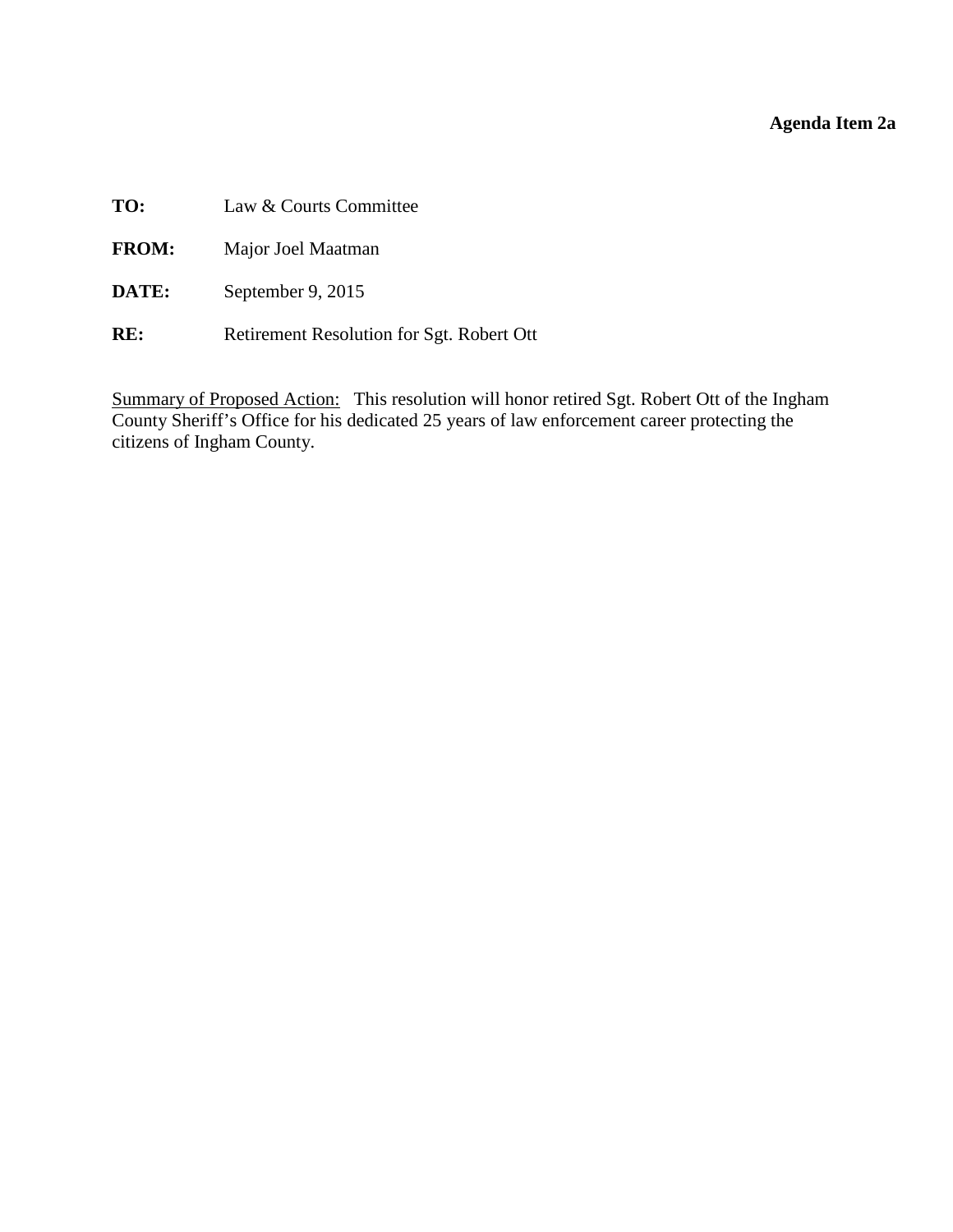**Agenda Item 2a**

**TO:** Law & Courts Committee

**FROM:** Major Joel Maatman

**DATE:** September 9, 2015

**RE:** Retirement Resolution for Sgt. Robert Ott

Summary of Proposed Action: This resolution will honor retired Sgt. Robert Ott of the Ingham County Sheriff's Office for his dedicated 25 years of law enforcement career protecting the citizens of Ingham County.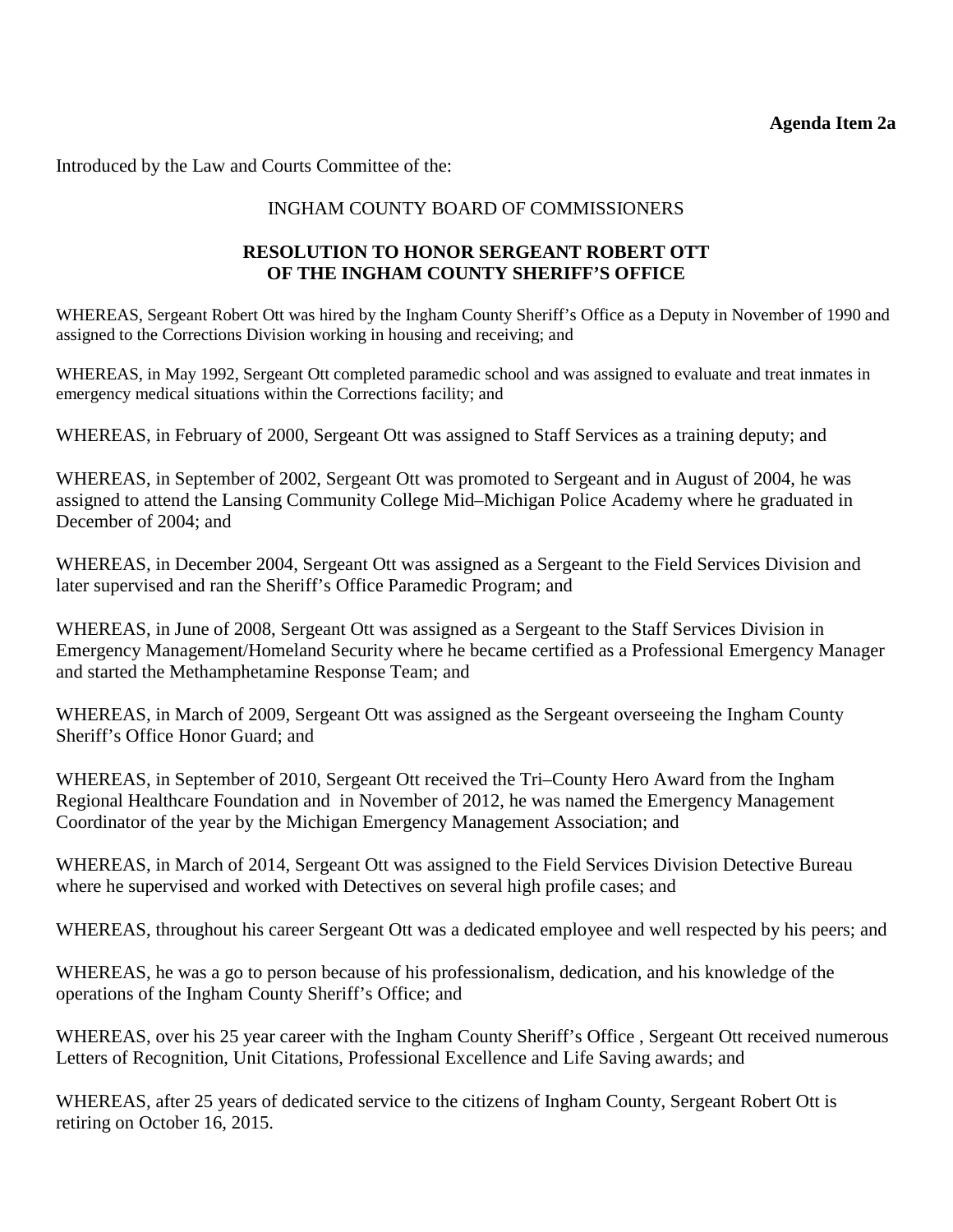**Agenda Item 2a**

Introduced by the Law and Courts Committee of the:

INGHAM COUNTY BOARD OF COMMISSIONERS

**RESOLUTION TO HONOR SERGEANT ROBERT OTT OF THE INGHAM COUNTY SHERIFF'S OFFICE**

WHEREAS, Sergeant Robert Ott was hired by the Ingham County Sheriff's Office as a Deputy in November of 1990 and assigned to the Corrections Division working in housing and receiving; and

WHEREAS, in May 1992, Sergeant Ott completed paramedic school and was assigned to evaluate and treat inmates in emergency medical situations within the Corrections facility; and

WHEREAS, in February of 2000, Sergeant Ott was assigned to Staff Services as a training deputy; and

WHEREAS, in September of 2002, Sergeant Ott was promoted to Sergeant and in August of 2004, he was assigned to attend the Lansing Community College Mid–Michigan Police Academy where he graduated in December of 2004; and

WHEREAS, in December 2004, Sergeant Ott was assigned as a Sergeant to the Field Services Division and later supervised and ran the Sheriff's Office Paramedic Program; and

WHEREAS, in June of 2008, Sergeant Ott was assigned as a Sergeant to the Staff Services Division in Emergency Management/Homeland Security where he became certified as a Professional Emergency Manager and started the Methamphetamine Response Team; and

WHEREAS, in March of 2009, Sergeant Ott was assigned as the Sergeant overseeing the Ingham County Sheriff's Office Honor Guard; and

WHEREAS, in September of 2010, Sergeant Ott received the Tri–County Hero Award from the Ingham Regional Healthcare Foundation and in November of 2012, he was named the Emergency Management Coordinator of the year by the Michigan Emergency Management Association; and

WHEREAS, in March of 2014, Sergeant Ott was assigned to the Field Services Division Detective Bureau where he supervised and worked with Detectives on several high profile cases; and

WHEREAS, throughout his career Sergeant Ott was a dedicated employee and well respected by his peers; and

WHEREAS, he was a go to person because of his professionalism, dedication, and his knowledge of the operations of the Ingham County Sheriff's Office; and

WHEREAS, over his 25 year career with the Ingham County Sheriff's Office , Sergeant Ott received numerous Letters of Recognition, Unit Citations, Professional Excellence and Life Saving awards; and

WHEREAS, after 25 years of dedicated service to the citizens of Ingham County, Sergeant Robert Ott is retiring on October 16, 2015.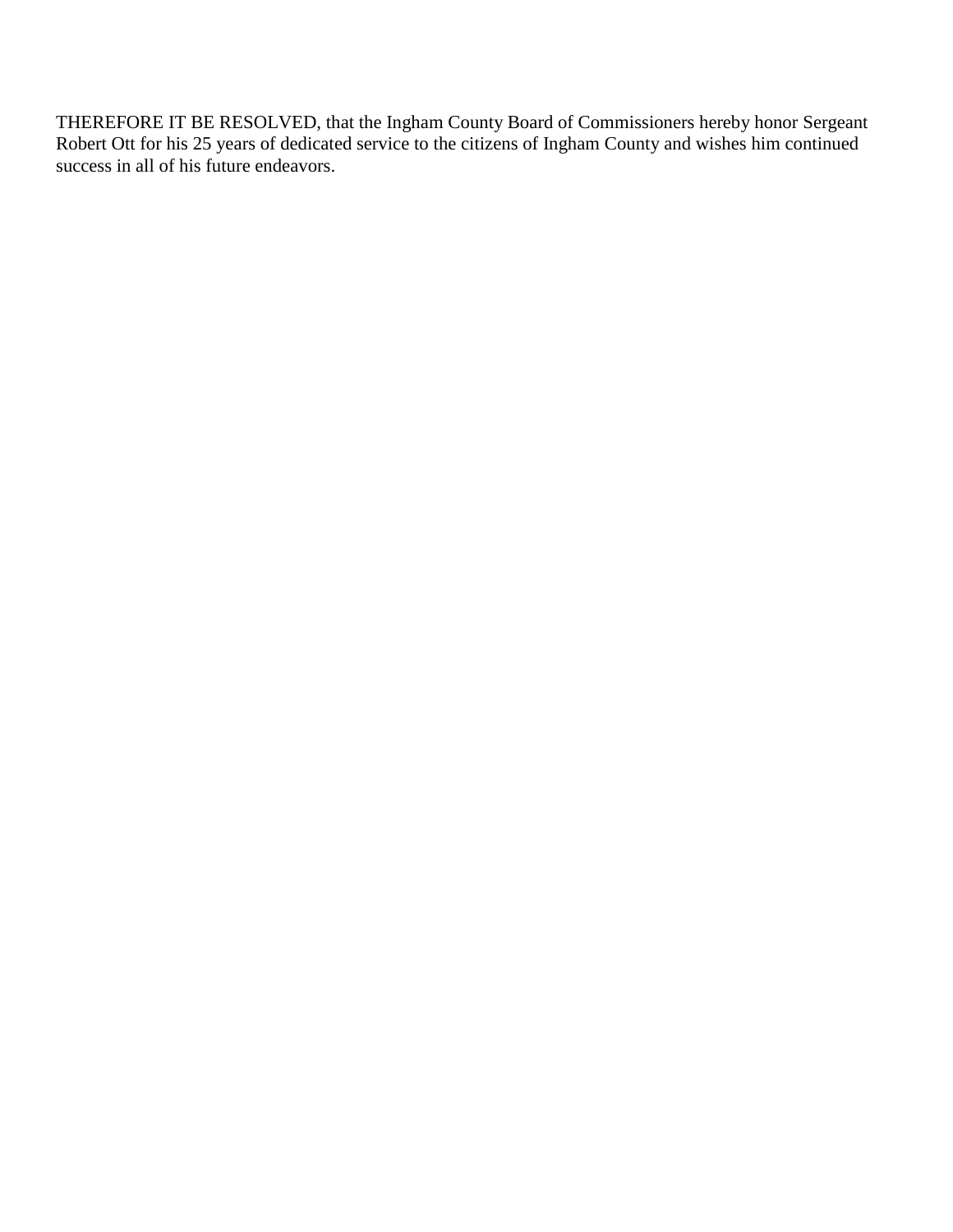THEREFORE IT BE RESOLVED, that the Ingham County Board of Commissioners hereby honor Sergeant Robert Ott for his 25 years of dedicated service to the citizens of Ingham County and wishes him continued success in all of his future endeavors.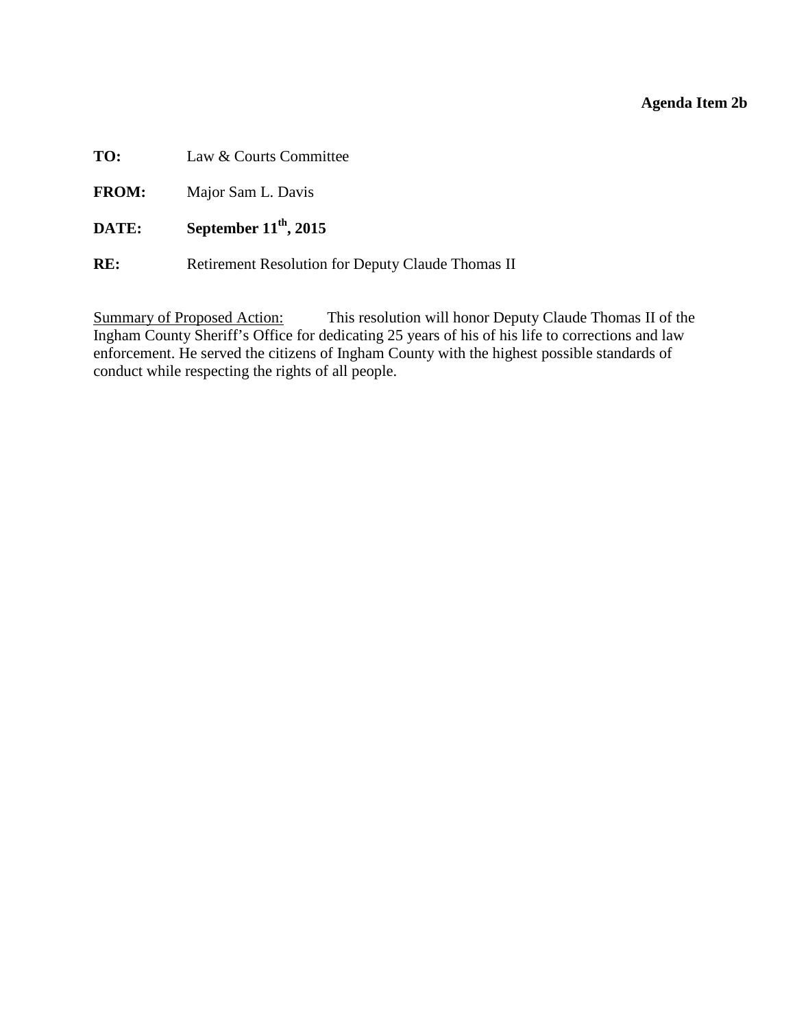**Agenda Item 2b**

**TO:** Law & Courts Committee

**FROM:** Major Sam L. Davis

**DATE:** **September 11th, 2015**

**RE:** Retirement Resolution for Deputy Claude Thomas II

Summary of Proposed Action: This resolution will honor Deputy Claude Thomas II of the Ingham County Sheriff's Office for dedicating 25 years of his of his life to corrections and law enforcement. He served the citizens of Ingham County with the highest possible standards of conduct while respecting the rights of all people.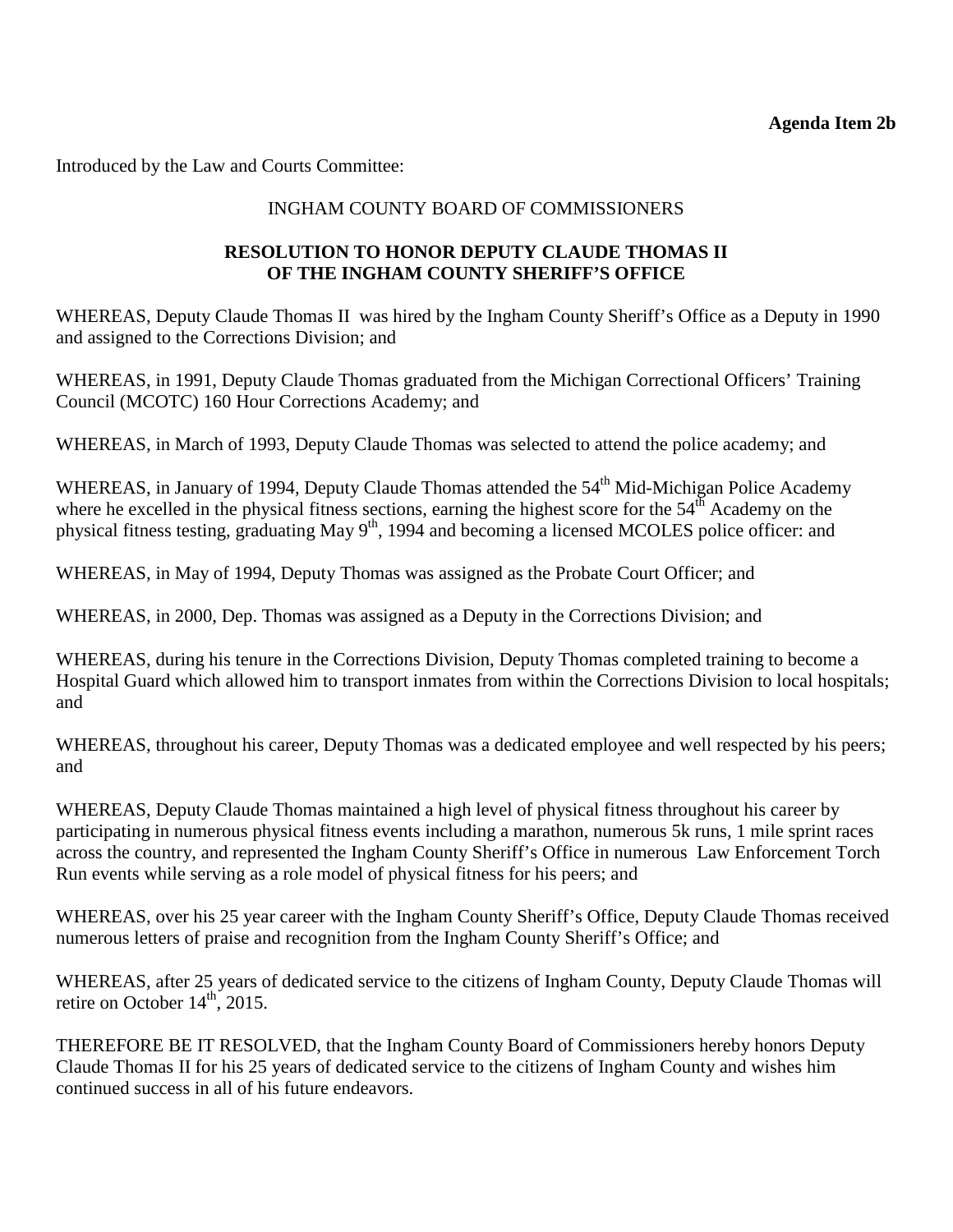**Agenda Item 2b**

Introduced by the Law and Courts Committee:

INGHAM COUNTY BOARD OF COMMISSIONERS

**RESOLUTION TO HONOR DEPUTY CLAUDE THOMAS II OF THE INGHAM COUNTY SHERIFF'S OFFICE**

WHEREAS, Deputy Claude Thomas II was hired by the Ingham County Sheriff's Office as a Deputy in 1990 and assigned to the Corrections Division; and

WHEREAS, in 1991, Deputy Claude Thomas graduated from the Michigan Correctional Officers' Training Council (MCOTC) 160 Hour Corrections Academy; and

WHEREAS, in March of 1993, Deputy Claude Thomas was selected to attend the police academy; and

WHEREAS, in January of 1994, Deputy Claude Thomas attended the 54th Mid-Michigan Police Academy where he excelled in the physical fitness sections, earning the highest score for the 54th Academy on the physical fitness testing, graduating May 9th, 1994 and becoming a licensed MCOLES police officer: and

WHEREAS, in May of 1994, Deputy Thomas was assigned as the Probate Court Officer; and

WHEREAS, in 2000, Dep. Thomas was assigned as a Deputy in the Corrections Division; and

WHEREAS, during his tenure in the Corrections Division, Deputy Thomas completed training to become a Hospital Guard which allowed him to transport inmates from within the Corrections Division to local hospitals; and

WHEREAS, throughout his career, Deputy Thomas was a dedicated employee and well respected by his peers; and

WHEREAS, Deputy Claude Thomas maintained a high level of physical fitness throughout his career by participating in numerous physical fitness events including a marathon, numerous 5k runs, 1 mile sprint races across the country, and represented the Ingham County Sheriff's Office in numerous Law Enforcement Torch Run events while serving as a role model of physical fitness for his peers; and

WHEREAS, over his 25 year career with the Ingham County Sheriff's Office, Deputy Claude Thomas received numerous letters of praise and recognition from the Ingham County Sheriff's Office; and

WHEREAS, after 25 years of dedicated service to the citizens of Ingham County, Deputy Claude Thomas will retire on October 14th, 2015.

THEREFORE BE IT RESOLVED, that the Ingham County Board of Commissioners hereby honors Deputy Claude Thomas II for his 25 years of dedicated service to the citizens of Ingham County and wishes him continued success in all of his future endeavors.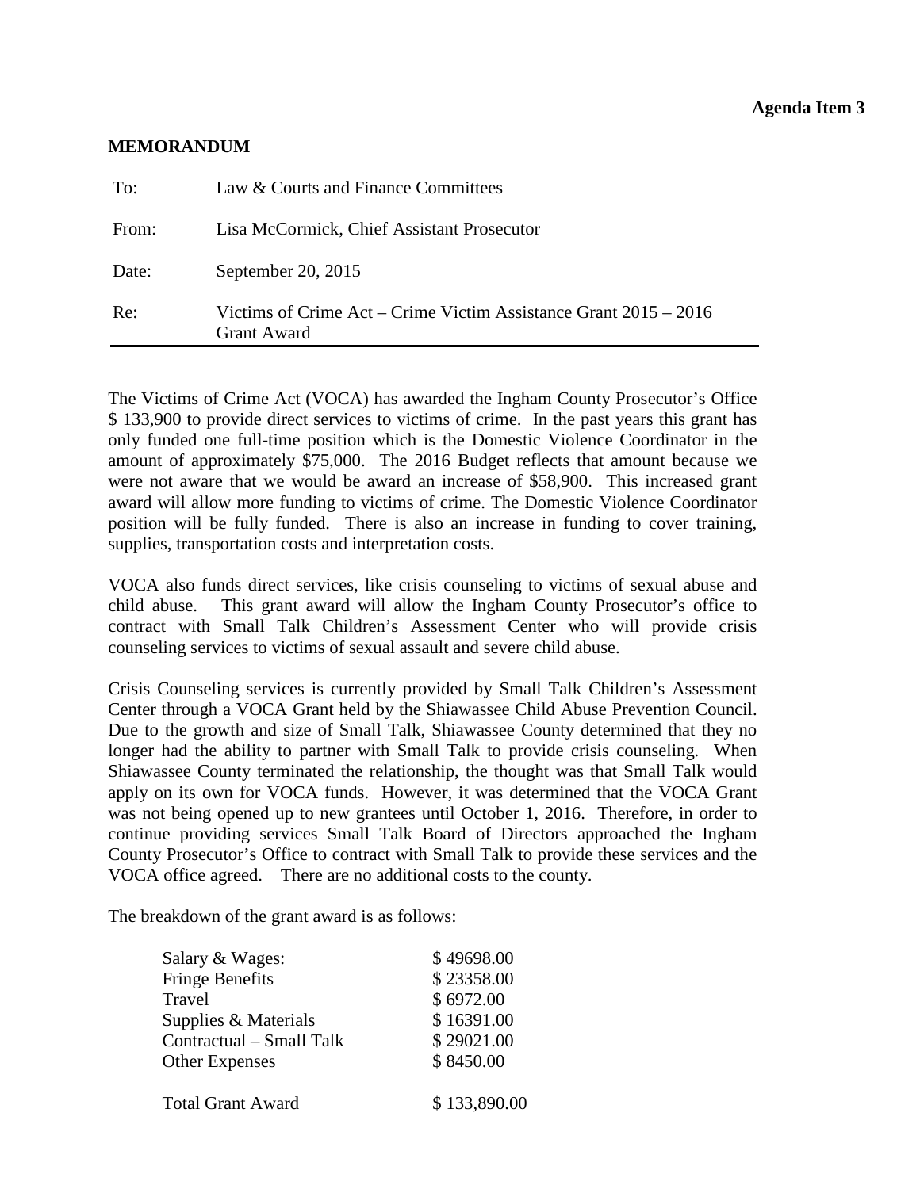**Agenda Item 3**

**MEMORANDUM**

| | |
|---|---|
| To: | Law & Courts and Finance Committees |
| From: | Lisa McCormick, Chief Assistant Prosecutor |
| Date: | September 20, 2015 |
| Re: | Victims of Crime Act – Crime Victim Assistance Grant 2015 – 2016 Grant Award |

---

The Victims of Crime Act (VOCA) has awarded the Ingham County Prosecutor's Office $ 133,900 to provide direct services to victims of crime. In the past years this grant has only funded one full-time position which is the Domestic Violence Coordinator in the amount of approximately $75,000. The 2016 Budget reflects that amount because we were not aware that we would be award an increase of $58,900. This increased grant award will allow more funding to victims of crime. The Domestic Violence Coordinator position will be fully funded. There is also an increase in funding to cover training, supplies, transportation costs and interpretation costs.

VOCA also funds direct services, like crisis counseling to victims of sexual abuse and child abuse. This grant award will allow the Ingham County Prosecutor's office to contract with Small Talk Children's Assessment Center who will provide crisis counseling services to victims of sexual assault and severe child abuse.

Crisis Counseling services is currently provided by Small Talk Children's Assessment Center through a VOCA Grant held by the Shiawassee Child Abuse Prevention Council. Due to the growth and size of Small Talk, Shiawassee County determined that they no longer had the ability to partner with Small Talk to provide crisis counseling. When Shiawassee County terminated the relationship, the thought was that Small Talk would apply on its own for VOCA funds. However, it was determined that the VOCA Grant was not being opened up to new grantees until October 1, 2016. Therefore, in order to continue providing services Small Talk Board of Directors approached the Ingham County Prosecutor's Office to contract with Small Talk to provide these services and the VOCA office agreed. There are no additional costs to the county.

The breakdown of the grant award is as follows:

| | |
|---|---|
| Salary & Wages: | $ 49698.00 |
| Fringe Benefits | $ 23358.00 |
| Travel | $ 6972.00 |
| Supplies & Materials | $ 16391.00 |
| Contractual – Small Talk | $ 29021.00 |
| Other Expenses | $ 8450.00 |
| Total Grant Award | $ 133,890.00 |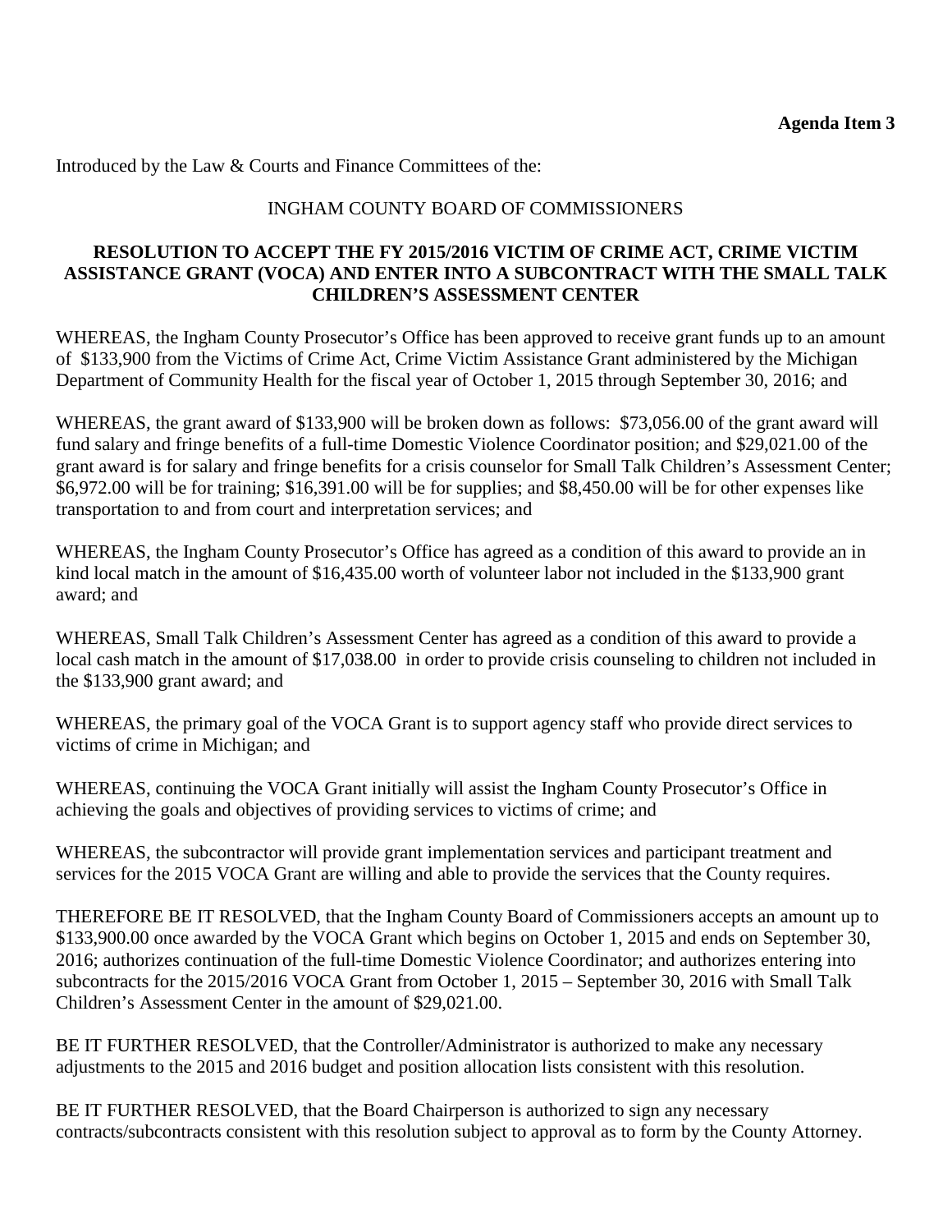**Agenda Item 3**

Introduced by the Law & Courts and Finance Committees of the:

INGHAM COUNTY BOARD OF COMMISSIONERS

**RESOLUTION TO ACCEPT THE FY 2015/2016 VICTIM OF CRIME ACT, CRIME VICTIM ASSISTANCE GRANT (VOCA) AND ENTER INTO A SUBCONTRACT WITH THE SMALL TALK CHILDREN'S ASSESSMENT CENTER**

WHEREAS, the Ingham County Prosecutor's Office has been approved to receive grant funds up to an amount of $133,900 from the Victims of Crime Act, Crime Victim Assistance Grant administered by the Michigan Department of Community Health for the fiscal year of October 1, 2015 through September 30, 2016; and

WHEREAS, the grant award of $133,900 will be broken down as follows: $73,056.00 of the grant award will fund salary and fringe benefits of a full-time Domestic Violence Coordinator position; and $29,021.00 of the grant award is for salary and fringe benefits for a crisis counselor for Small Talk Children's Assessment Center; $6,972.00 will be for training; $16,391.00 will be for supplies; and $8,450.00 will be for other expenses like transportation to and from court and interpretation services; and

WHEREAS, the Ingham County Prosecutor's Office has agreed as a condition of this award to provide an in kind local match in the amount of $16,435.00 worth of volunteer labor not included in the $133,900 grant award; and

WHEREAS, Small Talk Children's Assessment Center has agreed as a condition of this award to provide a local cash match in the amount of $17,038.00 in order to provide crisis counseling to children not included in the $133,900 grant award; and

WHEREAS, the primary goal of the VOCA Grant is to support agency staff who provide direct services to victims of crime in Michigan; and

WHEREAS, continuing the VOCA Grant initially will assist the Ingham County Prosecutor's Office in achieving the goals and objectives of providing services to victims of crime; and

WHEREAS, the subcontractor will provide grant implementation services and participant treatment and services for the 2015 VOCA Grant are willing and able to provide the services that the County requires.

THEREFORE BE IT RESOLVED, that the Ingham County Board of Commissioners accepts an amount up to $133,900.00 once awarded by the VOCA Grant which begins on October 1, 2015 and ends on September 30, 2016; authorizes continuation of the full-time Domestic Violence Coordinator; and authorizes entering into subcontracts for the 2015/2016 VOCA Grant from October 1, 2015 – September 30, 2016 with Small Talk Children's Assessment Center in the amount of $29,021.00.

BE IT FURTHER RESOLVED, that the Controller/Administrator is authorized to make any necessary adjustments to the 2015 and 2016 budget and position allocation lists consistent with this resolution.

BE IT FURTHER RESOLVED, that the Board Chairperson is authorized to sign any necessary contracts/subcontracts consistent with this resolution subject to approval as to form by the County Attorney.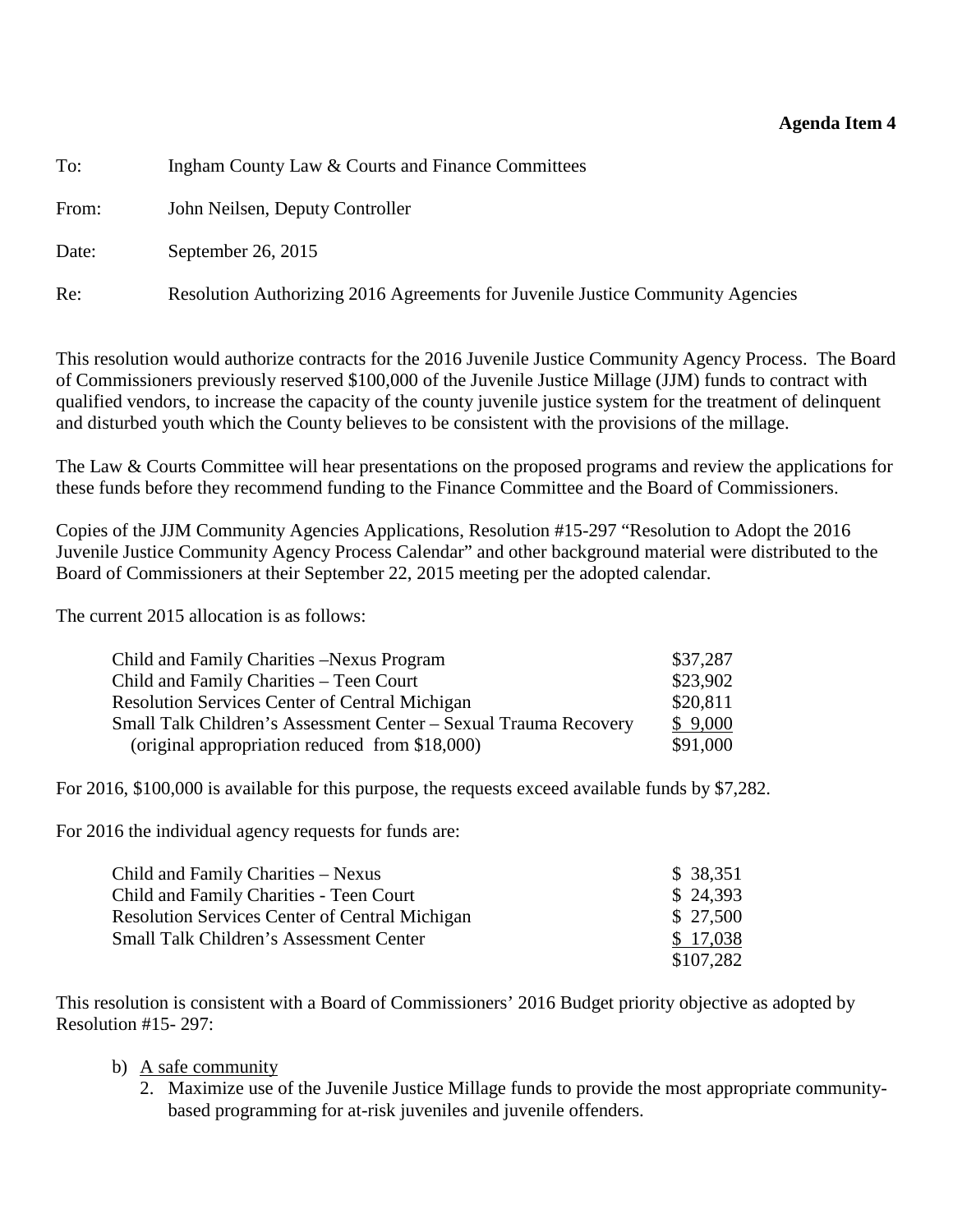**Agenda Item 4**

To: Ingham County Law & Courts and Finance Committees

From: John Neilsen, Deputy Controller

Date: September 26, 2015

Re: Resolution Authorizing 2016 Agreements for Juvenile Justice Community Agencies

This resolution would authorize contracts for the 2016 Juvenile Justice Community Agency Process. The Board of Commissioners previously reserved $100,000 of the Juvenile Justice Millage (JJM) funds to contract with qualified vendors, to increase the capacity of the county juvenile justice system for the treatment of delinquent and disturbed youth which the County believes to be consistent with the provisions of the millage.

The Law & Courts Committee will hear presentations on the proposed programs and review the applications for these funds before they recommend funding to the Finance Committee and the Board of Commissioners.

Copies of the JJM Community Agencies Applications, Resolution #15-297 "Resolution to Adopt the 2016 Juvenile Justice Community Agency Process Calendar" and other background material were distributed to the Board of Commissioners at their September 22, 2015 meeting per the adopted calendar.

The current 2015 allocation is as follows:

| | |
|---|---|
| Child and Family Charities –Nexus Program | $37,287 |
| Child and Family Charities – Teen Court | $23,902 |
| Resolution Services Center of Central Michigan | $20,811 |
| Small Talk Children's Assessment Center – Sexual Trauma Recovery | $ 9,000 |
| (original appropriation reduced from $18,000) | $91,000 |

For 2016, $100,000 is available for this purpose, the requests exceed available funds by $7,282.

For 2016 the individual agency requests for funds are:

| | |
|---|---|
| Child and Family Charities – Nexus | $ 38,351 |
| Child and Family Charities - Teen Court | $ 24,393 |
| Resolution Services Center of Central Michigan | $ 27,500 |
| Small Talk Children's Assessment Center | $ 17,038 |
| | $107,282 |

This resolution is consistent with a Board of Commissioners' 2016 Budget priority objective as adopted by Resolution #15- 297:

b) A safe community
   2. Maximize use of the Juvenile Justice Millage funds to provide the most appropriate community-based programming for at-risk juveniles and juvenile offenders.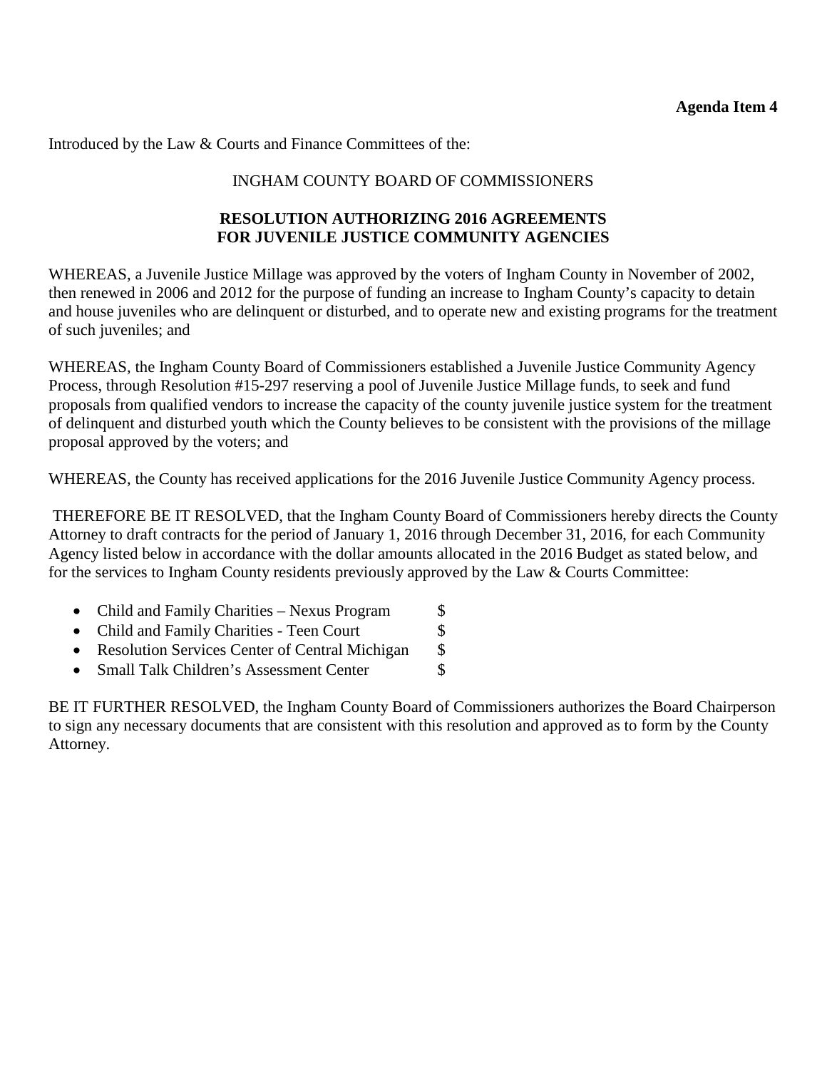**Agenda Item 4**

Introduced by the Law & Courts and Finance Committees of the:

INGHAM COUNTY BOARD OF COMMISSIONERS

**RESOLUTION AUTHORIZING 2016 AGREEMENTS FOR JUVENILE JUSTICE COMMUNITY AGENCIES**

WHEREAS, a Juvenile Justice Millage was approved by the voters of Ingham County in November of 2002, then renewed in 2006 and 2012 for the purpose of funding an increase to Ingham County's capacity to detain and house juveniles who are delinquent or disturbed, and to operate new and existing programs for the treatment of such juveniles; and

WHEREAS, the Ingham County Board of Commissioners established a Juvenile Justice Community Agency Process, through Resolution #15-297 reserving a pool of Juvenile Justice Millage funds, to seek and fund proposals from qualified vendors to increase the capacity of the county juvenile justice system for the treatment of delinquent and disturbed youth which the County believes to be consistent with the provisions of the millage proposal approved by the voters; and

WHEREAS, the County has received applications for the 2016 Juvenile Justice Community Agency process.

THEREFORE BE IT RESOLVED, that the Ingham County Board of Commissioners hereby directs the County Attorney to draft contracts for the period of January 1, 2016 through December 31, 2016, for each Community Agency listed below in accordance with the dollar amounts allocated in the 2016 Budget as stated below, and for the services to Ingham County residents previously approved by the Law & Courts Committee:

- Child and Family Charities – Nexus Program $
- Child and Family Charities - Teen Court $
- Resolution Services Center of Central Michigan $
- Small Talk Children's Assessment Center $

BE IT FURTHER RESOLVED, the Ingham County Board of Commissioners authorizes the Board Chairperson to sign any necessary documents that are consistent with this resolution and approved as to form by the County Attorney.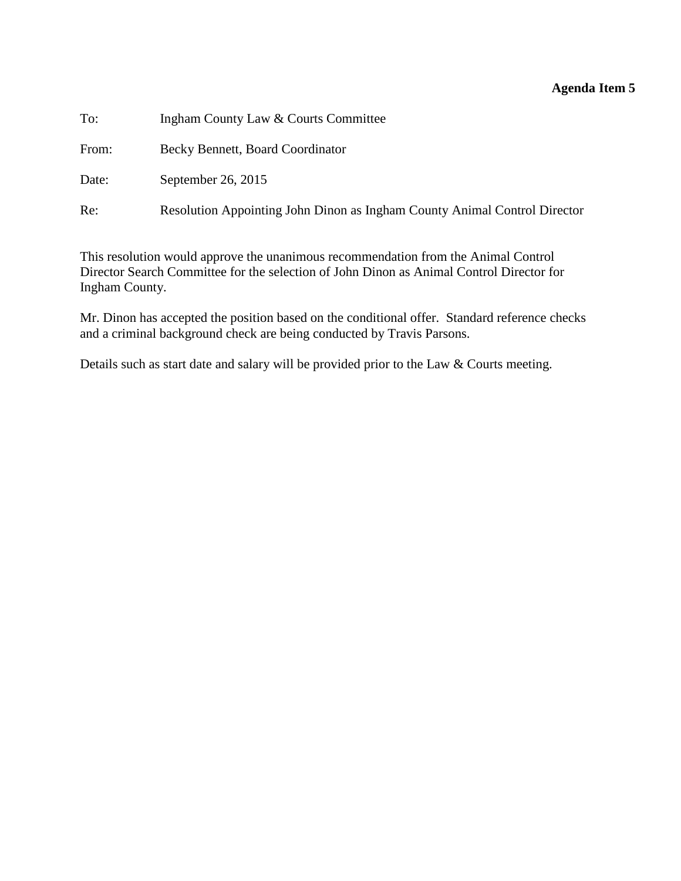**Agenda Item 5**

To: Ingham County Law & Courts Committee

From: Becky Bennett, Board Coordinator

Date: September 26, 2015

Re: Resolution Appointing John Dinon as Ingham County Animal Control Director

This resolution would approve the unanimous recommendation from the Animal Control Director Search Committee for the selection of John Dinon as Animal Control Director for Ingham County.

Mr. Dinon has accepted the position based on the conditional offer. Standard reference checks and a criminal background check are being conducted by Travis Parsons.

Details such as start date and salary will be provided prior to the Law & Courts meeting.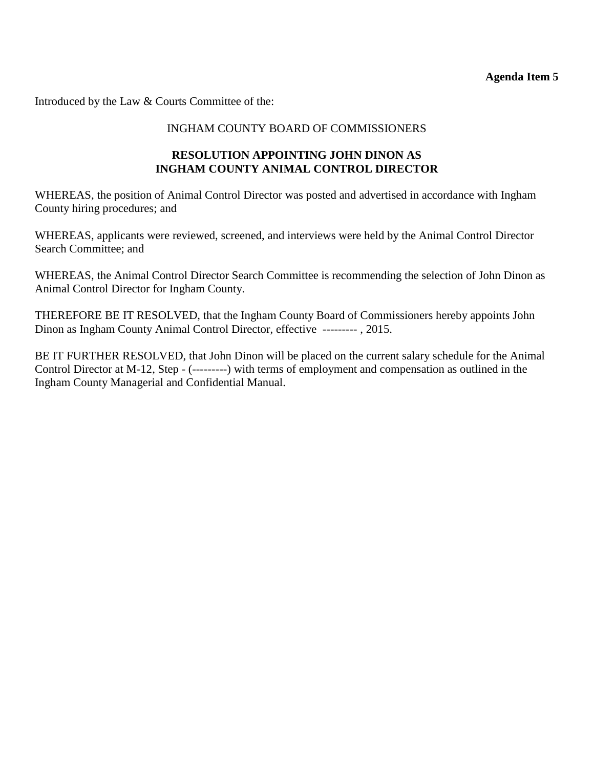**Agenda Item 5**

Introduced by the Law & Courts Committee of the:

INGHAM COUNTY BOARD OF COMMISSIONERS

**RESOLUTION APPOINTING JOHN DINON AS INGHAM COUNTY ANIMAL CONTROL DIRECTOR**

WHEREAS, the position of Animal Control Director was posted and advertised in accordance with Ingham County hiring procedures; and

WHEREAS, applicants were reviewed, screened, and interviews were held by the Animal Control Director Search Committee; and

WHEREAS, the Animal Control Director Search Committee is recommending the selection of John Dinon as Animal Control Director for Ingham County.

THEREFORE BE IT RESOLVED, that the Ingham County Board of Commissioners hereby appoints John Dinon as Ingham County Animal Control Director, effective --------- , 2015.

BE IT FURTHER RESOLVED, that John Dinon will be placed on the current salary schedule for the Animal Control Director at M-12, Step - (---------) with terms of employment and compensation as outlined in the Ingham County Managerial and Confidential Manual.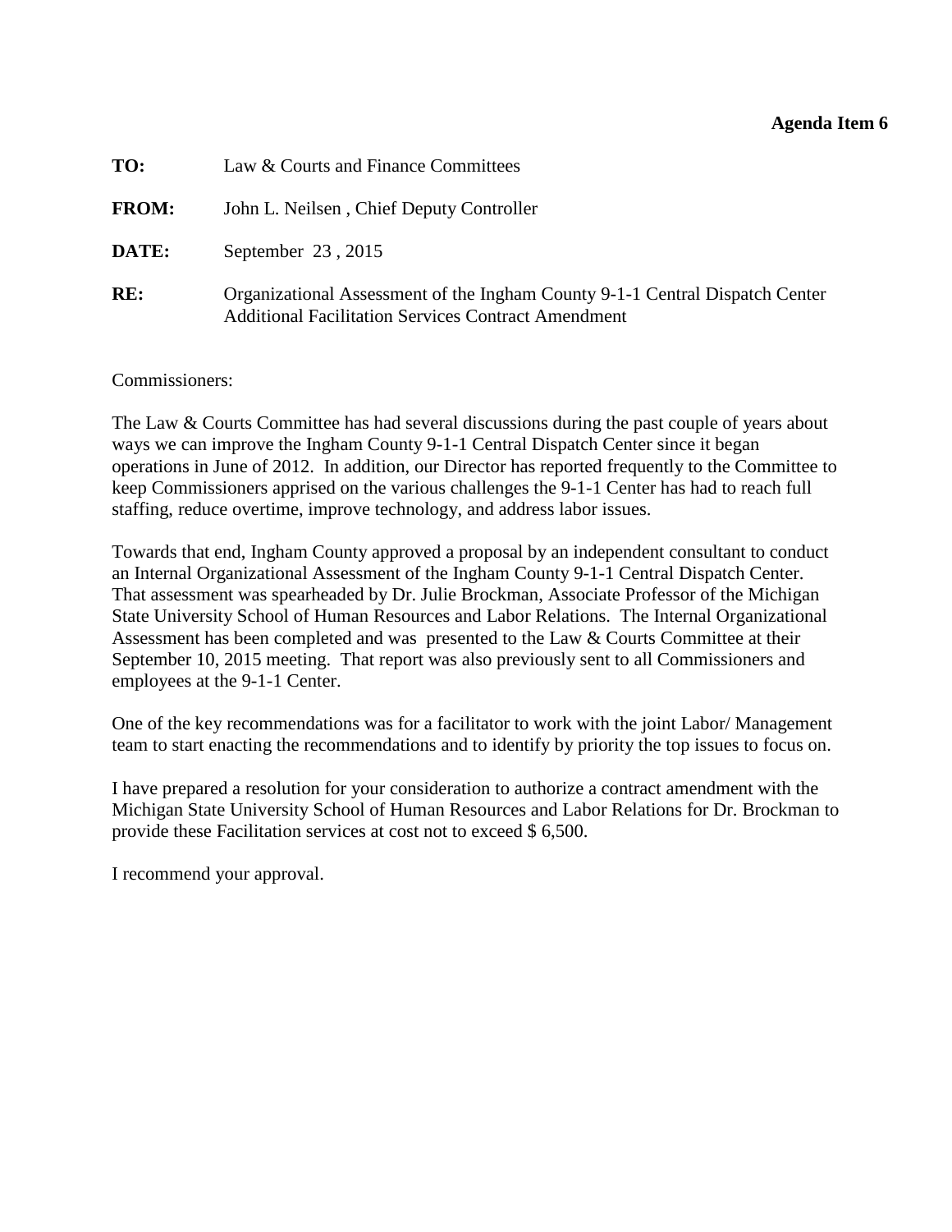**Agenda Item 6**

**TO:** Law & Courts and Finance Committees

**FROM:** John L. Neilsen , Chief Deputy Controller

**DATE:** September 23 , 2015

**RE:** Organizational Assessment of the Ingham County 9-1-1 Central Dispatch Center Additional Facilitation Services Contract Amendment

Commissioners:

The Law & Courts Committee has had several discussions during the past couple of years about ways we can improve the Ingham County 9-1-1 Central Dispatch Center since it began operations in June of 2012. In addition, our Director has reported frequently to the Committee to keep Commissioners apprised on the various challenges the 9-1-1 Center has had to reach full staffing, reduce overtime, improve technology, and address labor issues.

Towards that end, Ingham County approved a proposal by an independent consultant to conduct an Internal Organizational Assessment of the Ingham County 9-1-1 Central Dispatch Center. That assessment was spearheaded by Dr. Julie Brockman, Associate Professor of the Michigan State University School of Human Resources and Labor Relations. The Internal Organizational Assessment has been completed and was presented to the Law & Courts Committee at their September 10, 2015 meeting. That report was also previously sent to all Commissioners and employees at the 9-1-1 Center.

One of the key recommendations was for a facilitator to work with the joint Labor/ Management team to start enacting the recommendations and to identify by priority the top issues to focus on.

I have prepared a resolution for your consideration to authorize a contract amendment with the Michigan State University School of Human Resources and Labor Relations for Dr. Brockman to provide these Facilitation services at cost not to exceed $ 6,500.

I recommend your approval.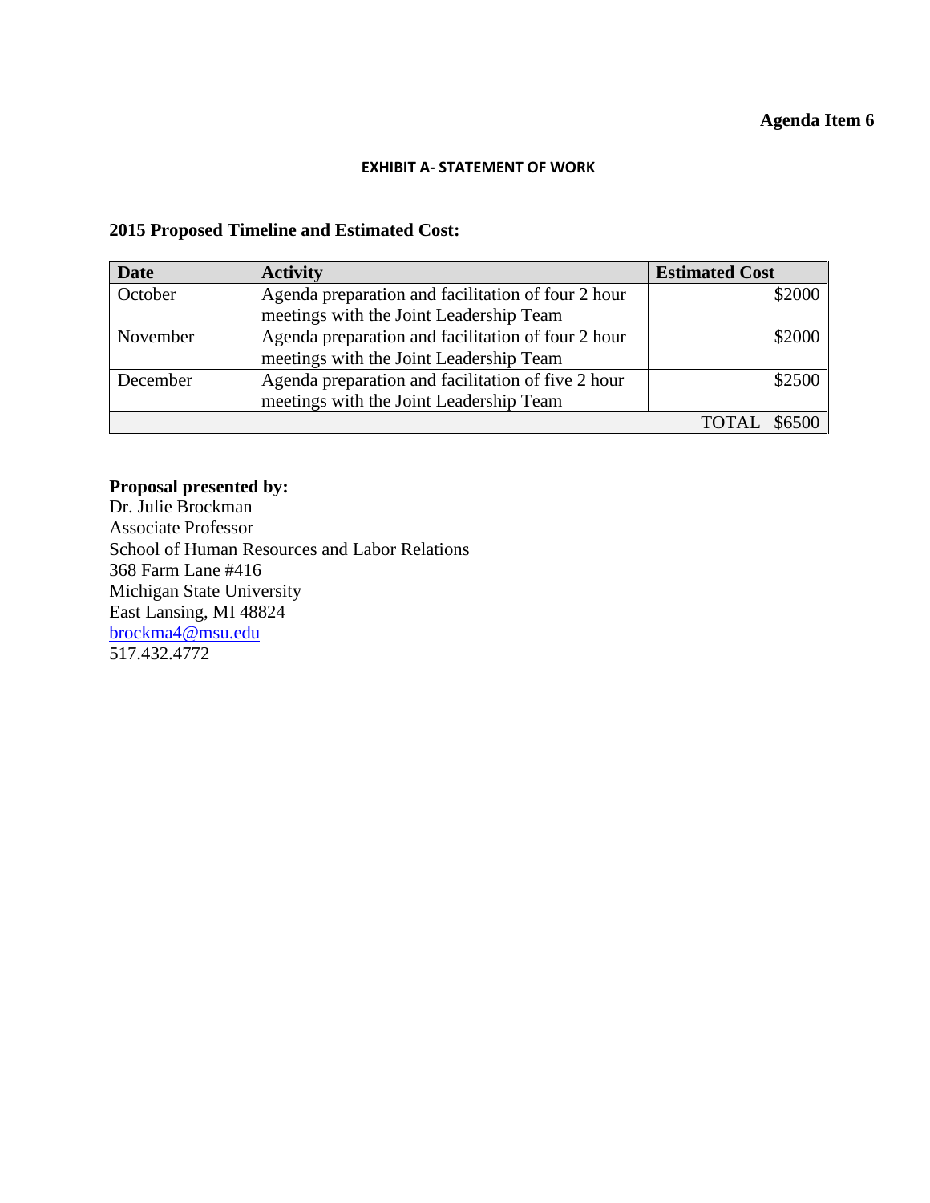**Agenda Item 6**

**EXHIBIT A- STATEMENT OF WORK**

**2015 Proposed Timeline and Estimated Cost:**

| Date | Activity | Estimated Cost |
|---|---|---|
| October | Agenda preparation and facilitation of four 2 hour meetings with the Joint Leadership Team | $2000 |
| November | Agenda preparation and facilitation of four 2 hour meetings with the Joint Leadership Team | $2000 |
| December | Agenda preparation and facilitation of five 2 hour meetings with the Joint Leadership Team | $2500 |
| | | TOTAL $6500 |

**Proposal presented by:**
Dr. Julie Brockman
Associate Professor
School of Human Resources and Labor Relations
368 Farm Lane #416
Michigan State University
East Lansing, MI 48824
brockma4@msu.edu
517.432.4772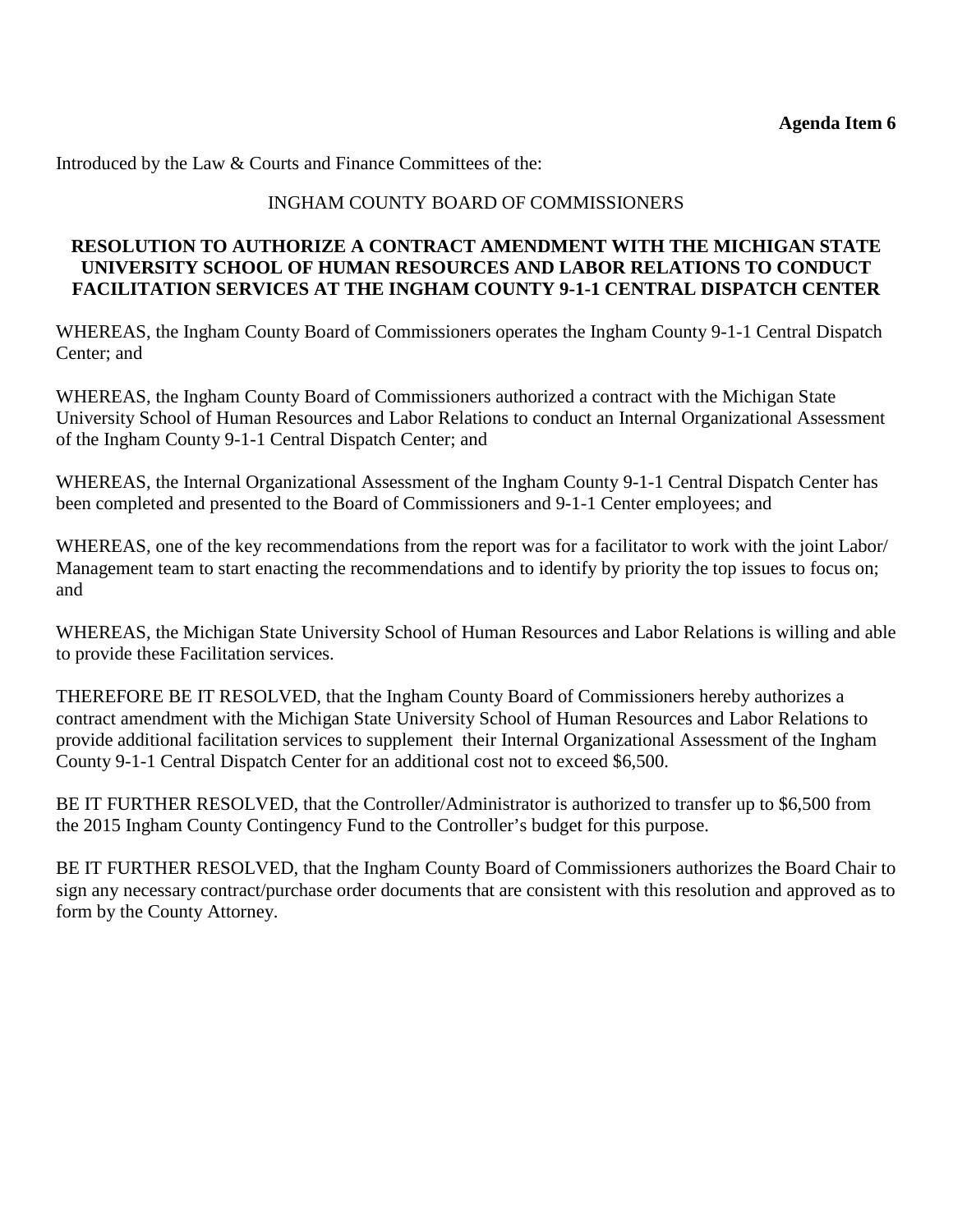**Agenda Item 6**

Introduced by the Law & Courts and Finance Committees of the:

INGHAM COUNTY BOARD OF COMMISSIONERS

**RESOLUTION TO AUTHORIZE A CONTRACT AMENDMENT WITH THE MICHIGAN STATE UNIVERSITY SCHOOL OF HUMAN RESOURCES AND LABOR RELATIONS TO CONDUCT FACILITATION SERVICES AT THE INGHAM COUNTY 9-1-1 CENTRAL DISPATCH CENTER**

WHEREAS, the Ingham County Board of Commissioners operates the Ingham County 9-1-1 Central Dispatch Center; and

WHEREAS, the Ingham County Board of Commissioners authorized a contract with the Michigan State University School of Human Resources and Labor Relations to conduct an Internal Organizational Assessment of the Ingham County 9-1-1 Central Dispatch Center; and

WHEREAS, the Internal Organizational Assessment of the Ingham County 9-1-1 Central Dispatch Center has been completed and presented to the Board of Commissioners and 9-1-1 Center employees; and

WHEREAS, one of the key recommendations from the report was for a facilitator to work with the joint Labor/ Management team to start enacting the recommendations and to identify by priority the top issues to focus on; and

WHEREAS, the Michigan State University School of Human Resources and Labor Relations is willing and able to provide these Facilitation services.

THEREFORE BE IT RESOLVED, that the Ingham County Board of Commissioners hereby authorizes a contract amendment with the Michigan State University School of Human Resources and Labor Relations to provide additional facilitation services to supplement their Internal Organizational Assessment of the Ingham County 9-1-1 Central Dispatch Center for an additional cost not to exceed $6,500.

BE IT FURTHER RESOLVED, that the Controller/Administrator is authorized to transfer up to $6,500 from the 2015 Ingham County Contingency Fund to the Controller's budget for this purpose.

BE IT FURTHER RESOLVED, that the Ingham County Board of Commissioners authorizes the Board Chair to sign any necessary contract/purchase order documents that are consistent with this resolution and approved as to form by the County Attorney.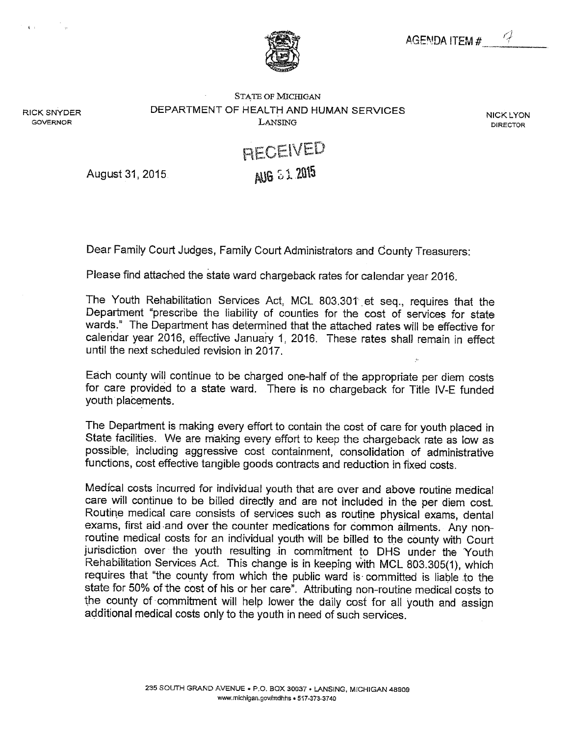AGENDA ITEM # 4

STATE OF MICHIGAN
DEPARTMENT OF HEALTH AND HUMAN SERVICES
LANSING

RICK SNYDER
GOVERNOR

NICK LYON
DIRECTOR

RECEIVED
AUG 31 2015

August 31, 2015

Dear Family Court Judges, Family Court Administrators and County Treasurers:

Please find attached the state ward chargeback rates for calendar year 2016.

The Youth Rehabilitation Services Act, MCL 803.301 et seq., requires that the Department "prescribe the liability of counties for the cost of services for state wards." The Department has determined that the attached rates will be effective for calendar year 2016, effective January 1, 2016. These rates shall remain in effect until the next scheduled revision in 2017.

Each county will continue to be charged one-half of the appropriate per diem costs for care provided to a state ward. There is no chargeback for Title IV-E funded youth placements.

The Department is making every effort to contain the cost of care for youth placed in State facilities. We are making every effort to keep the chargeback rate as low as possible, including aggressive cost containment, consolidation of administrative functions, cost effective tangible goods contracts and reduction in fixed costs.

Medical costs incurred for individual youth that are over and above routine medical care will continue to be billed directly and are not included in the per diem cost. Routine medical care consists of services such as routine physical exams, dental exams, first aid and over the counter medications for common ailments. Any non-routine medical costs for an individual youth will be billed to the county with Court jurisdiction over the youth resulting in commitment to DHS under the Youth Rehabilitation Services Act. This change is in keeping with MCL 803.305(1), which requires that "the county from which the public ward is committed is liable to the state for 50% of the cost of his or her care". Attributing non-routine medical costs to the county of commitment will help lower the daily cost for all youth and assign additional medical costs only to the youth in need of such services.

235 SOUTH GRAND AVENUE • P.O. BOX 30037 • LANSING, MICHIGAN 48909
www.michigan.gov/mdhhs • 517-373-3740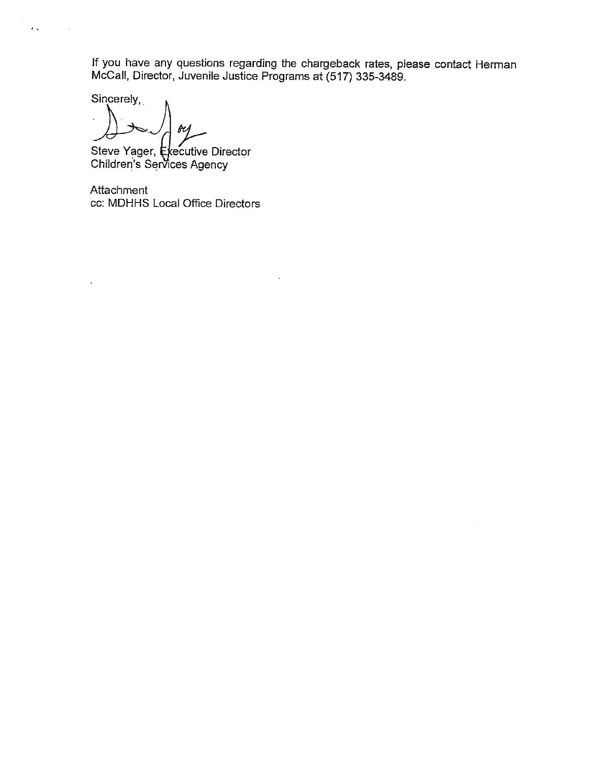If you have any questions regarding the chargeback rates, please contact Herman McCall, Director, Juvenile Justice Programs at (517) 335-3489.

Sincerely,

Steve Yager, Executive Director
Children's Services Agency

Attachment
cc: MDHHS Local Office Directors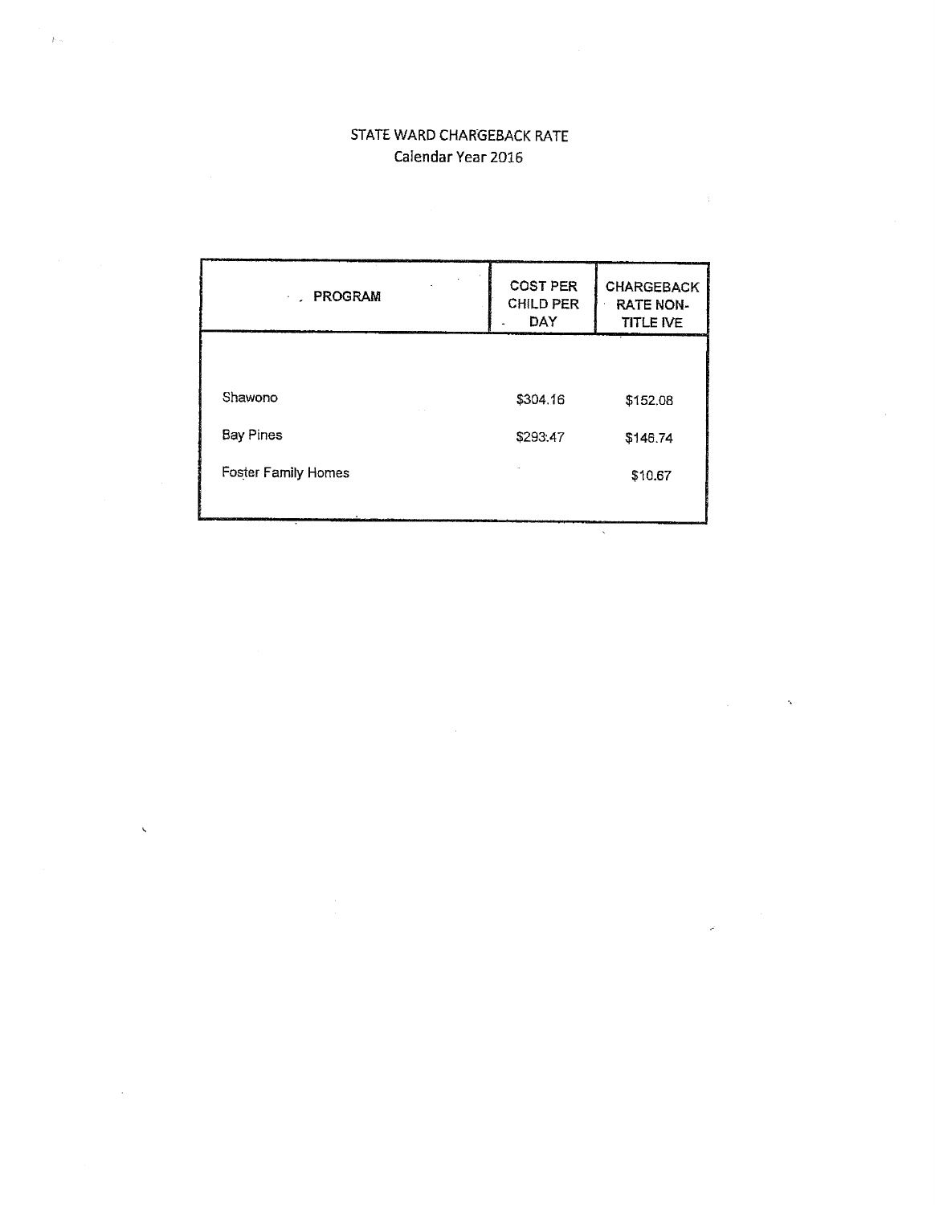# STATE WARD CHARGEBACK RATE
## Calendar Year 2016

| PROGRAM | COST PER CHILD PER DAY | CHARGEBACK RATE NON-TITLE IVE |
|---|---|---|
| Shawono | $304.16 | $152.08 |
| Bay Pines | $293.47 | $146.74 |
| Foster Family Homes | | $10.67 |